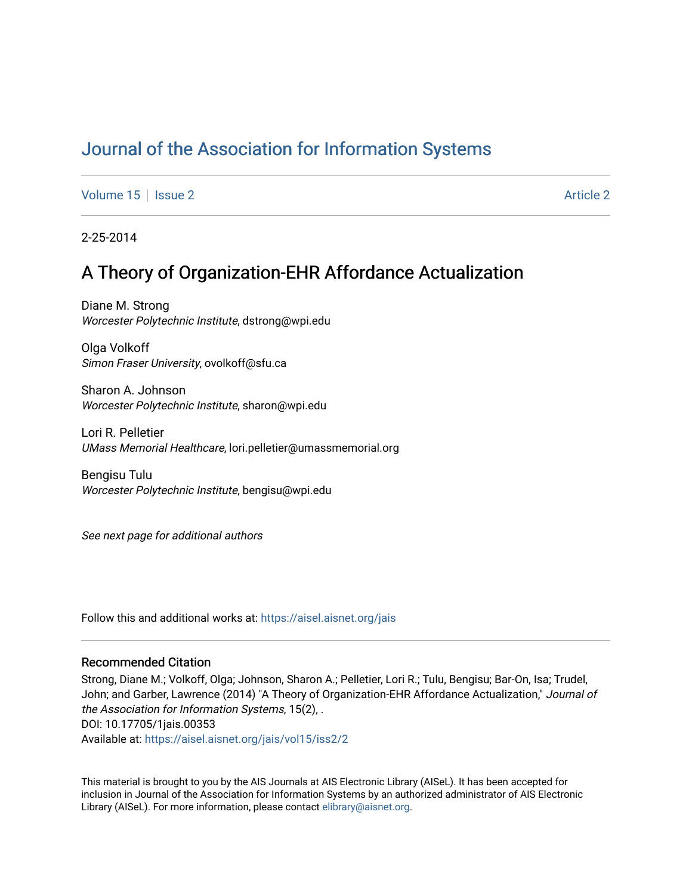# Journal of the Association for Information Systems

Volume 15 | Issue 2 | Article 2

2-25-2014

## A Theory of Organization-EHR Affordance Actualization

Diane M. Strong
*Worcester Polytechnic Institute*, dstrong@wpi.edu

Olga Volkoff
*Simon Fraser University*, ovolkoff@sfu.ca

Sharon A. Johnson
*Worcester Polytechnic Institute*, sharon@wpi.edu

Lori R. Pelletier
*UMass Memorial Healthcare*, lori.pelletier@umassmemorial.org

Bengisu Tulu
*Worcester Polytechnic Institute*, bengisu@wpi.edu

*See next page for additional authors*

Follow this and additional works at: https://aisel.aisnet.org/jais

### Recommended Citation

Strong, Diane M.; Volkoff, Olga; Johnson, Sharon A.; Pelletier, Lori R.; Tulu, Bengisu; Bar-On, Isa; Trudel, John; and Garber, Lawrence (2014) "A Theory of Organization-EHR Affordance Actualization," *Journal of the Association for Information Systems*, 15(2), .
DOI: 10.17705/1jais.00353
Available at: https://aisel.aisnet.org/jais/vol15/iss2/2

This material is brought to you by the AIS Journals at AIS Electronic Library (AISeL). It has been accepted for inclusion in Journal of the Association for Information Systems by an authorized administrator of AIS Electronic Library (AISeL). For more information, please contact elibrary@aisnet.org.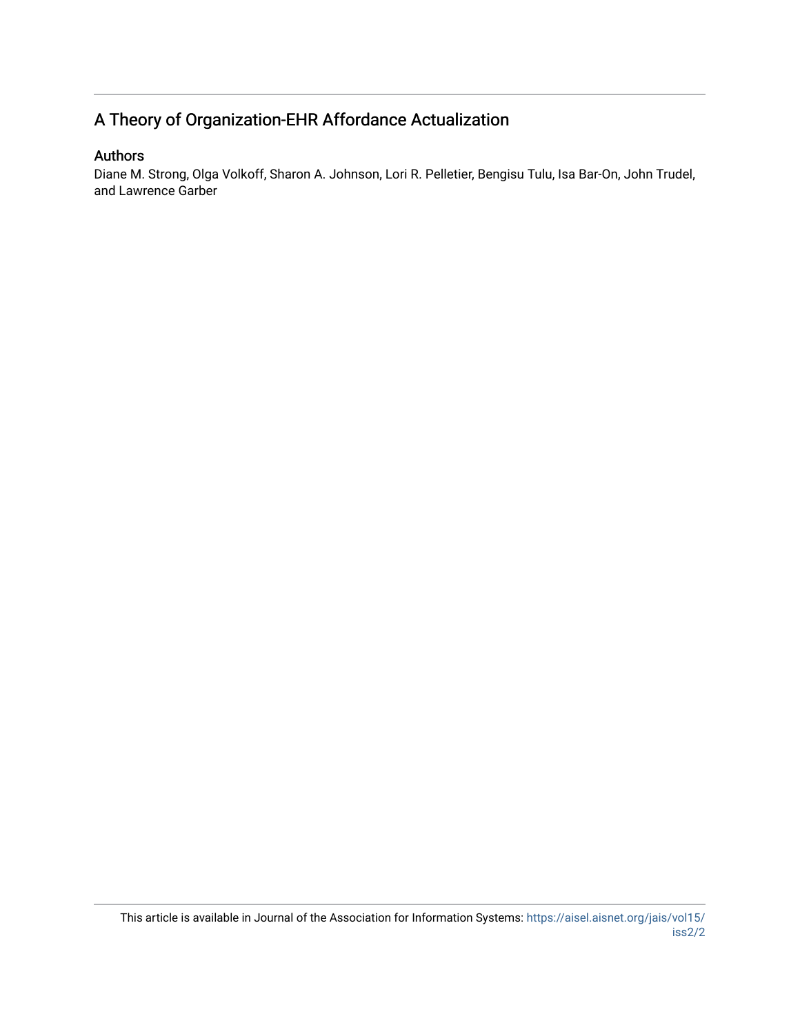# A Theory of Organization-EHR Affordance Actualization

## Authors

Diane M. Strong, Olga Volkoff, Sharon A. Johnson, Lori R. Pelletier, Bengisu Tulu, Isa Bar-On, John Trudel, and Lawrence Garber

This article is available in Journal of the Association for Information Systems: https://aisel.aisnet.org/jais/vol15/iss2/2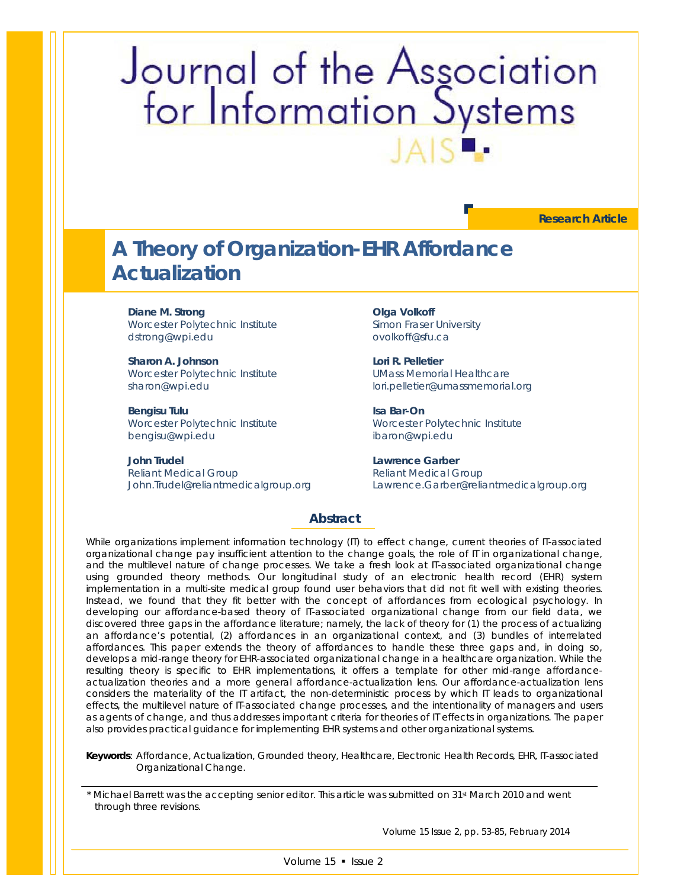# Journal of the Association for Information Systems

JAIS

**Research Article**

# A Theory of Organization-EHR Affordance Actualization

**Diane M. Strong**
Worcester Polytechnic Institute
dstrong@wpi.edu

**Olga Volkoff**
Simon Fraser University
ovolkoff@sfu.ca

**Sharon A. Johnson**
Worcester Polytechnic Institute
sharon@wpi.edu

**Lori R. Pelletier**
UMass Memorial Healthcare
lori.pelletier@umassmemorial.org

**Bengisu Tulu**
Worcester Polytechnic Institute
bengisu@wpi.edu

**Isa Bar-On**
Worcester Polytechnic Institute
ibaron@wpi.edu

**John Trudel**
Reliant Medical Group
John.Trudel@reliantmedicalgroup.org

**Lawrence Garber**
Reliant Medical Group
Lawrence.Garber@reliantmedicalgroup.org

## Abstract

While organizations implement information technology (IT) to effect change, current theories of IT-associated organizational change pay insufficient attention to the change goals, the role of IT in organizational change, and the multilevel nature of change processes. We take a fresh look at IT-associated organizational change using grounded theory methods. Our longitudinal study of an electronic health record (EHR) system implementation in a multi-site medical group found user behaviors that did not fit well with existing theories. Instead, we found that they fit better with the concept of affordances from ecological psychology. In developing our affordance-based theory of IT-associated organizational change from our field data, we discovered three gaps in the affordance literature; namely, the lack of theory for (1) the process of actualizing an affordance's potential, (2) affordances in an organizational context, and (3) bundles of interrelated affordances. This paper extends the theory of affordances to handle these three gaps and, in doing so, develops a mid-range theory for EHR-associated organizational change in a healthcare organization. While the resulting theory is specific to EHR implementations, it offers a template for other mid-range affordance-actualization theories and a more general affordance-actualization lens. Our affordance-actualization lens considers the materiality of the IT artifact, the non-deterministic process by which IT leads to organizational effects, the multilevel nature of IT-associated change processes, and the intentionality of managers and users as agents of change, and thus addresses important criteria for theories of IT effects in organizations. The paper also provides practical guidance for implementing EHR systems and other organizational systems.

**Keywords**: Affordance, Actualization, Grounded theory, Healthcare, Electronic Health Records, EHR, IT-associated Organizational Change.

\* Michael Barrett was the accepting senior editor. This article was submitted on 31st March 2010 and went through three revisions.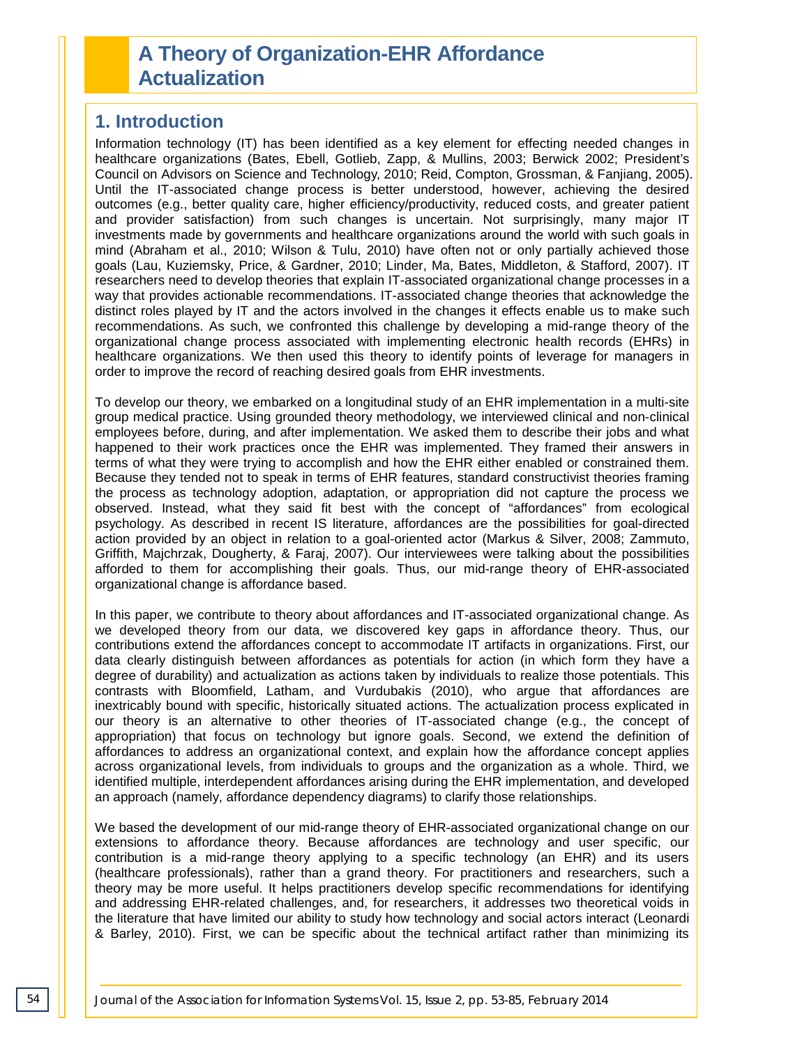# A Theory of Organization-EHR Affordance Actualization

## 1. Introduction

Information technology (IT) has been identified as a key element for effecting needed changes in healthcare organizations (Bates, Ebell, Gotlieb, Zapp, & Mullins, 2003; Berwick 2002; President's Council on Advisors on Science and Technology, 2010; Reid, Compton, Grossman, & Fanjiang, 2005). Until the IT-associated change process is better understood, however, achieving the desired outcomes (e.g., better quality care, higher efficiency/productivity, reduced costs, and greater patient and provider satisfaction) from such changes is uncertain. Not surprisingly, many major IT investments made by governments and healthcare organizations around the world with such goals in mind (Abraham et al., 2010; Wilson & Tulu, 2010) have often not or only partially achieved those goals (Lau, Kuziemsky, Price, & Gardner, 2010; Linder, Ma, Bates, Middleton, & Stafford, 2007). IT researchers need to develop theories that explain IT-associated organizational change processes in a way that provides actionable recommendations. IT-associated change theories that acknowledge the distinct roles played by IT and the actors involved in the changes it effects enable us to make such recommendations. As such, we confronted this challenge by developing a mid-range theory of the organizational change process associated with implementing electronic health records (EHRs) in healthcare organizations. We then used this theory to identify points of leverage for managers in order to improve the record of reaching desired goals from EHR investments.

To develop our theory, we embarked on a longitudinal study of an EHR implementation in a multi-site group medical practice. Using grounded theory methodology, we interviewed clinical and non-clinical employees before, during, and after implementation. We asked them to describe their jobs and what happened to their work practices once the EHR was implemented. They framed their answers in terms of what they were trying to accomplish and how the EHR either enabled or constrained them. Because they tended not to speak in terms of EHR features, standard constructivist theories framing the process as technology adoption, adaptation, or appropriation did not capture the process we observed. Instead, what they said fit best with the concept of "affordances" from ecological psychology. As described in recent IS literature, affordances are the possibilities for goal-directed action provided by an object in relation to a goal-oriented actor (Markus & Silver, 2008; Zammuto, Griffith, Majchrzak, Dougherty, & Faraj, 2007). Our interviewees were talking about the possibilities afforded to them for accomplishing their goals. Thus, our mid-range theory of EHR-associated organizational change is affordance based.

In this paper, we contribute to theory about affordances and IT-associated organizational change. As we developed theory from our data, we discovered key gaps in affordance theory. Thus, our contributions extend the affordances concept to accommodate IT artifacts in organizations. First, our data clearly distinguish between affordances as potentials for action (in which form they have a degree of durability) and actualization as actions taken by individuals to realize those potentials. This contrasts with Bloomfield, Latham, and Vurdubakis (2010), who argue that affordances are inextricably bound with specific, historically situated actions. The actualization process explicated in our theory is an alternative to other theories of IT-associated change (e.g., the concept of appropriation) that focus on technology but ignore goals. Second, we extend the definition of affordances to address an organizational context, and explain how the affordance concept applies across organizational levels, from individuals to groups and the organization as a whole. Third, we identified multiple, interdependent affordances arising during the EHR implementation, and developed an approach (namely, affordance dependency diagrams) to clarify those relationships.

We based the development of our mid-range theory of EHR-associated organizational change on our extensions to affordance theory. Because affordances are technology and user specific, our contribution is a mid-range theory applying to a specific technology (an EHR) and its users (healthcare professionals), rather than a grand theory. For practitioners and researchers, such a theory may be more useful. It helps practitioners develop specific recommendations for identifying and addressing EHR-related challenges, and, for researchers, it addresses two theoretical voids in the literature that have limited our ability to study how technology and social actors interact (Leonardi & Barley, 2010). First, we can be specific about the technical artifact rather than minimizing its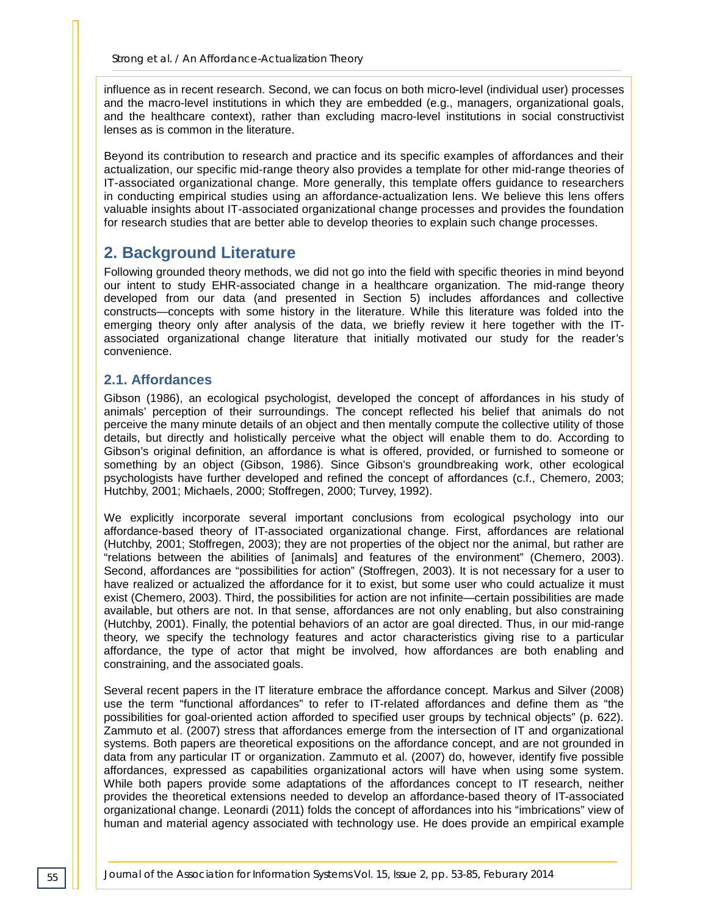influence as in recent research. Second, we can focus on both micro-level (individual user) processes and the macro-level institutions in which they are embedded (e.g., managers, organizational goals, and the healthcare context), rather than excluding macro-level institutions in social constructivist lenses as is common in the literature.

Beyond its contribution to research and practice and its specific examples of affordances and their actualization, our specific mid-range theory also provides a template for other mid-range theories of IT-associated organizational change. More generally, this template offers guidance to researchers in conducting empirical studies using an affordance-actualization lens. We believe this lens offers valuable insights about IT-associated organizational change processes and provides the foundation for research studies that are better able to develop theories to explain such change processes.

## 2. Background Literature

Following grounded theory methods, we did not go into the field with specific theories in mind beyond our intent to study EHR-associated change in a healthcare organization. The mid-range theory developed from our data (and presented in Section 5) includes affordances and collective constructs—concepts with some history in the literature. While this literature was folded into the emerging theory only after analysis of the data, we briefly review it here together with the IT-associated organizational change literature that initially motivated our study for the reader's convenience.

### 2.1. Affordances

Gibson (1986), an ecological psychologist, developed the concept of affordances in his study of animals' perception of their surroundings. The concept reflected his belief that animals do not perceive the many minute details of an object and then mentally compute the collective utility of those details, but directly and holistically perceive what the object will enable them to do. According to Gibson's original definition, an affordance is what is offered, provided, or furnished to someone or something by an object (Gibson, 1986). Since Gibson's groundbreaking work, other ecological psychologists have further developed and refined the concept of affordances (c.f., Chemero, 2003; Hutchby, 2001; Michaels, 2000; Stoffregen, 2000; Turvey, 1992).

We explicitly incorporate several important conclusions from ecological psychology into our affordance-based theory of IT-associated organizational change. First, affordances are relational (Hutchby, 2001; Stoffregen, 2003); they are not properties of the object nor the animal, but rather are "relations between the abilities of [animals] and features of the environment" (Chemero, 2003). Second, affordances are "possibilities for action" (Stoffregen, 2003). It is not necessary for a user to have realized or actualized the affordance for it to exist, but some user who could actualize it must exist (Chemero, 2003). Third, the possibilities for action are not infinite—certain possibilities are made available, but others are not. In that sense, affordances are not only enabling, but also constraining (Hutchby, 2001). Finally, the potential behaviors of an actor are goal directed. Thus, in our mid-range theory, we specify the technology features and actor characteristics giving rise to a particular affordance, the type of actor that might be involved, how affordances are both enabling and constraining, and the associated goals.

Several recent papers in the IT literature embrace the affordance concept. Markus and Silver (2008) use the term "functional affordances" to refer to IT-related affordances and define them as "the possibilities for goal-oriented action afforded to specified user groups by technical objects" (p. 622). Zammuto et al. (2007) stress that affordances emerge from the intersection of IT and organizational systems. Both papers are theoretical expositions on the affordance concept, and are not grounded in data from any particular IT or organization. Zammuto et al. (2007) do, however, identify five possible affordances, expressed as capabilities organizational actors will have when using some system. While both papers provide some adaptations of the affordances concept to IT research, neither provides the theoretical extensions needed to develop an affordance-based theory of IT-associated organizational change. Leonardi (2011) folds the concept of affordances into his "imbrications" view of human and material agency associated with technology use. He does provide an empirical example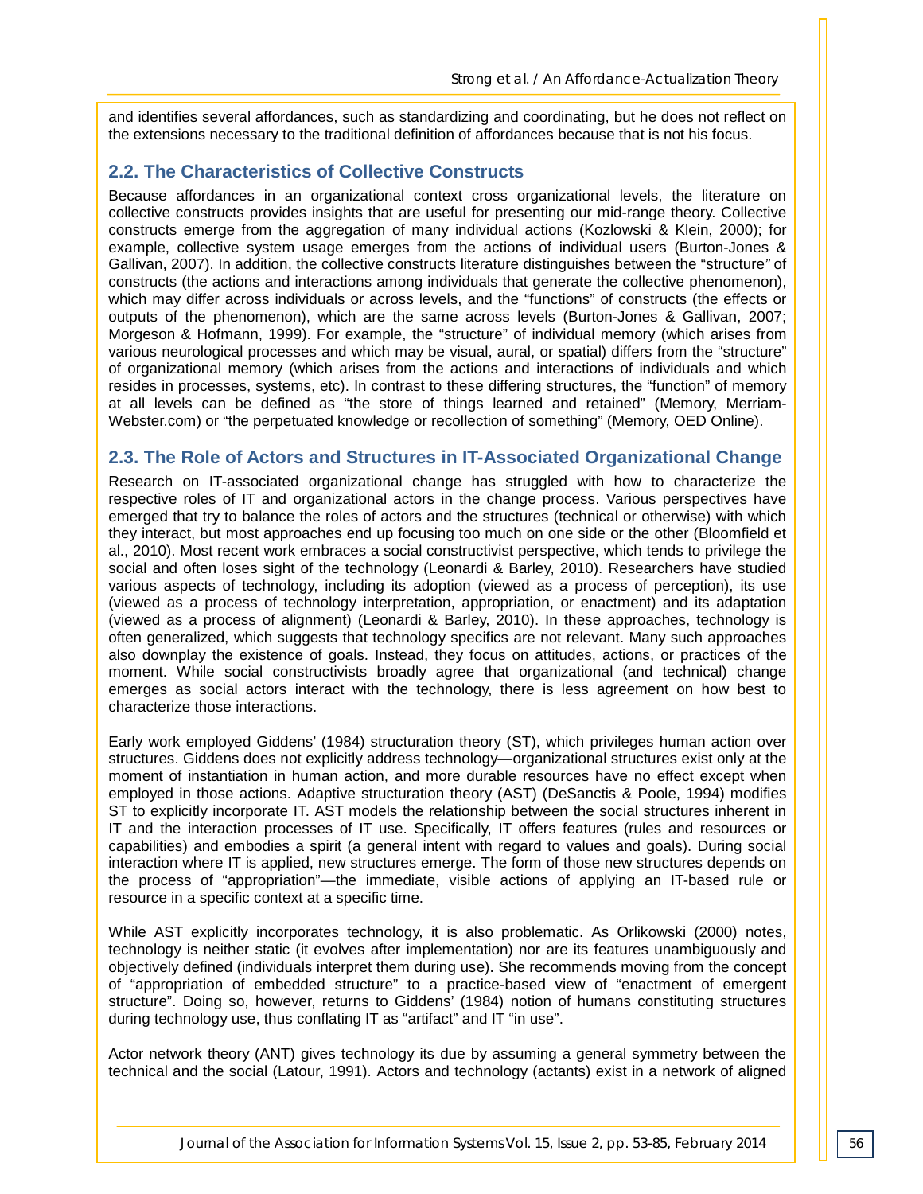and identifies several affordances, such as standardizing and coordinating, but he does not reflect on the extensions necessary to the traditional definition of affordances because that is not his focus.

## 2.2. The Characteristics of Collective Constructs

Because affordances in an organizational context cross organizational levels, the literature on collective constructs provides insights that are useful for presenting our mid-range theory. Collective constructs emerge from the aggregation of many individual actions (Kozlowski & Klein, 2000); for example, collective system usage emerges from the actions of individual users (Burton-Jones & Gallivan, 2007). In addition, the collective constructs literature distinguishes between the "structure" of constructs (the actions and interactions among individuals that generate the collective phenomenon), which may differ across individuals or across levels, and the "functions" of constructs (the effects or outputs of the phenomenon), which are the same across levels (Burton-Jones & Gallivan, 2007; Morgeson & Hofmann, 1999). For example, the "structure" of individual memory (which arises from various neurological processes and which may be visual, aural, or spatial) differs from the "structure" of organizational memory (which arises from the actions and interactions of individuals and which resides in processes, systems, etc). In contrast to these differing structures, the "function" of memory at all levels can be defined as "the store of things learned and retained" (Memory, Merriam-Webster.com) or "the perpetuated knowledge or recollection of something" (Memory, OED Online).

## 2.3. The Role of Actors and Structures in IT-Associated Organizational Change

Research on IT-associated organizational change has struggled with how to characterize the respective roles of IT and organizational actors in the change process. Various perspectives have emerged that try to balance the roles of actors and the structures (technical or otherwise) with which they interact, but most approaches end up focusing too much on one side or the other (Bloomfield et al., 2010). Most recent work embraces a social constructivist perspective, which tends to privilege the social and often loses sight of the technology (Leonardi & Barley, 2010). Researchers have studied various aspects of technology, including its adoption (viewed as a process of perception), its use (viewed as a process of technology interpretation, appropriation, or enactment) and its adaptation (viewed as a process of alignment) (Leonardi & Barley, 2010). In these approaches, technology is often generalized, which suggests that technology specifics are not relevant. Many such approaches also downplay the existence of goals. Instead, they focus on attitudes, actions, or practices of the moment. While social constructivists broadly agree that organizational (and technical) change emerges as social actors interact with the technology, there is less agreement on how best to characterize those interactions.

Early work employed Giddens' (1984) structuration theory (ST), which privileges human action over structures. Giddens does not explicitly address technology—organizational structures exist only at the moment of instantiation in human action, and more durable resources have no effect except when employed in those actions. Adaptive structuration theory (AST) (DeSanctis & Poole, 1994) modifies ST to explicitly incorporate IT. AST models the relationship between the social structures inherent in IT and the interaction processes of IT use. Specifically, IT offers features (rules and resources or capabilities) and embodies a spirit (a general intent with regard to values and goals). During social interaction where IT is applied, new structures emerge. The form of those new structures depends on the process of "appropriation"—the immediate, visible actions of applying an IT-based rule or resource in a specific context at a specific time.

While AST explicitly incorporates technology, it is also problematic. As Orlikowski (2000) notes, technology is neither static (it evolves after implementation) nor are its features unambiguously and objectively defined (individuals interpret them during use). She recommends moving from the concept of "appropriation of embedded structure" to a practice-based view of "enactment of emergent structure". Doing so, however, returns to Giddens' (1984) notion of humans constituting structures during technology use, thus conflating IT as "artifact" and IT "in use".

Actor network theory (ANT) gives technology its due by assuming a general symmetry between the technical and the social (Latour, 1991). Actors and technology (actants) exist in a network of aligned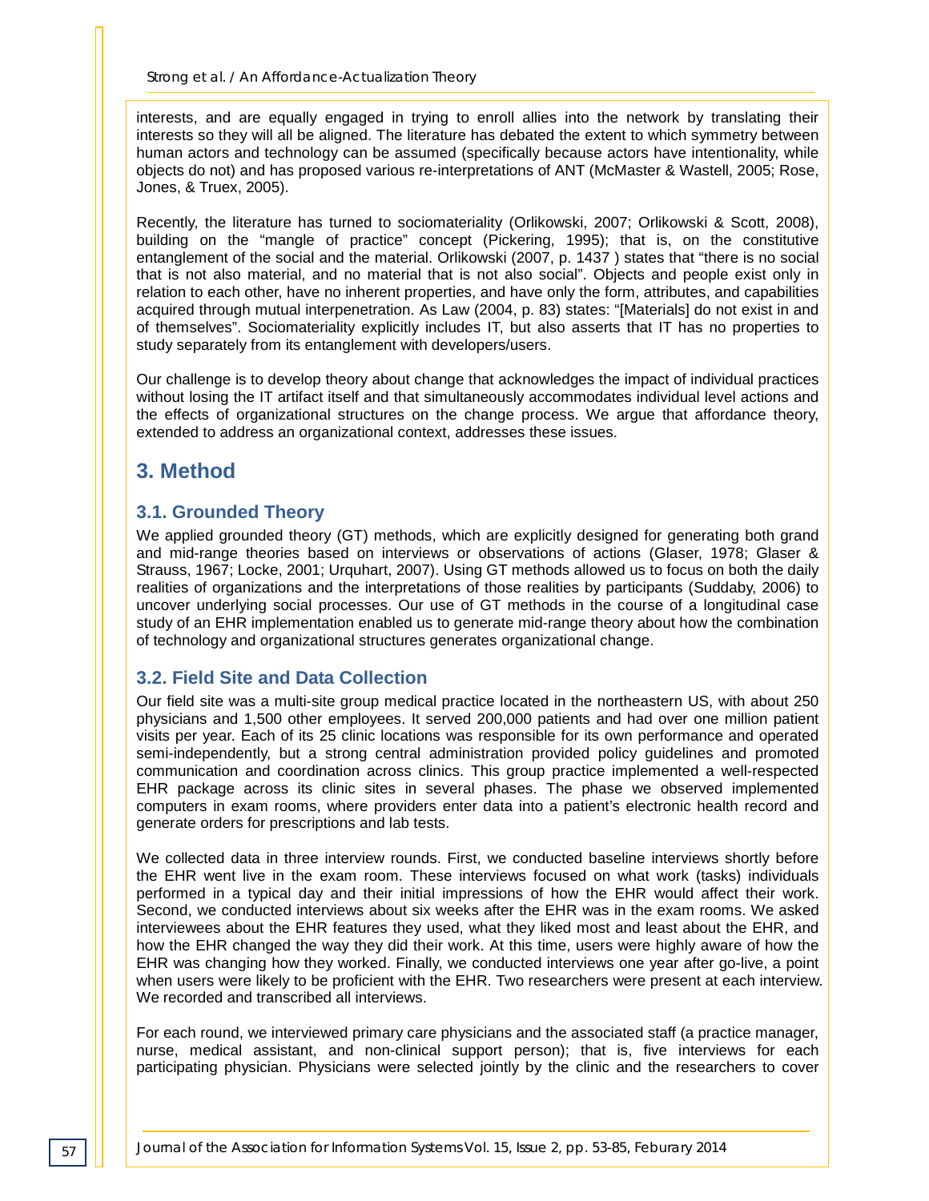interests, and are equally engaged in trying to enroll allies into the network by translating their interests so they will all be aligned. The literature has debated the extent to which symmetry between human actors and technology can be assumed (specifically because actors have intentionality, while objects do not) and has proposed various re-interpretations of ANT (McMaster & Wastell, 2005; Rose, Jones, & Truex, 2005).

Recently, the literature has turned to sociomateriality (Orlikowski, 2007; Orlikowski & Scott, 2008), building on the "mangle of practice" concept (Pickering, 1995); that is, on the constitutive entanglement of the social and the material. Orlikowski (2007, p. 1437 ) states that "there is no social that is not also material, and no material that is not also social". Objects and people exist only in relation to each other, have no inherent properties, and have only the form, attributes, and capabilities acquired through mutual interpenetration. As Law (2004, p. 83) states: "[Materials] do not exist in and of themselves". Sociomateriality explicitly includes IT, but also asserts that IT has no properties to study separately from its entanglement with developers/users.

Our challenge is to develop theory about change that acknowledges the impact of individual practices without losing the IT artifact itself and that simultaneously accommodates individual level actions and the effects of organizational structures on the change process. We argue that affordance theory, extended to address an organizational context, addresses these issues.

## 3. Method

### 3.1. Grounded Theory

We applied grounded theory (GT) methods, which are explicitly designed for generating both grand and mid-range theories based on interviews or observations of actions (Glaser, 1978; Glaser & Strauss, 1967; Locke, 2001; Urquhart, 2007). Using GT methods allowed us to focus on both the daily realities of organizations and the interpretations of those realities by participants (Suddaby, 2006) to uncover underlying social processes. Our use of GT methods in the course of a longitudinal case study of an EHR implementation enabled us to generate mid-range theory about how the combination of technology and organizational structures generates organizational change.

### 3.2. Field Site and Data Collection

Our field site was a multi-site group medical practice located in the northeastern US, with about 250 physicians and 1,500 other employees. It served 200,000 patients and had over one million patient visits per year. Each of its 25 clinic locations was responsible for its own performance and operated semi-independently, but a strong central administration provided policy guidelines and promoted communication and coordination across clinics. This group practice implemented a well-respected EHR package across its clinic sites in several phases. The phase we observed implemented computers in exam rooms, where providers enter data into a patient's electronic health record and generate orders for prescriptions and lab tests.

We collected data in three interview rounds. First, we conducted baseline interviews shortly before the EHR went live in the exam room. These interviews focused on what work (tasks) individuals performed in a typical day and their initial impressions of how the EHR would affect their work. Second, we conducted interviews about six weeks after the EHR was in the exam rooms. We asked interviewees about the EHR features they used, what they liked most and least about the EHR, and how the EHR changed the way they did their work. At this time, users were highly aware of how the EHR was changing how they worked. Finally, we conducted interviews one year after go-live, a point when users were likely to be proficient with the EHR. Two researchers were present at each interview. We recorded and transcribed all interviews.

For each round, we interviewed primary care physicians and the associated staff (a practice manager, nurse, medical assistant, and non-clinical support person); that is, five interviews for each participating physician. Physicians were selected jointly by the clinic and the researchers to cover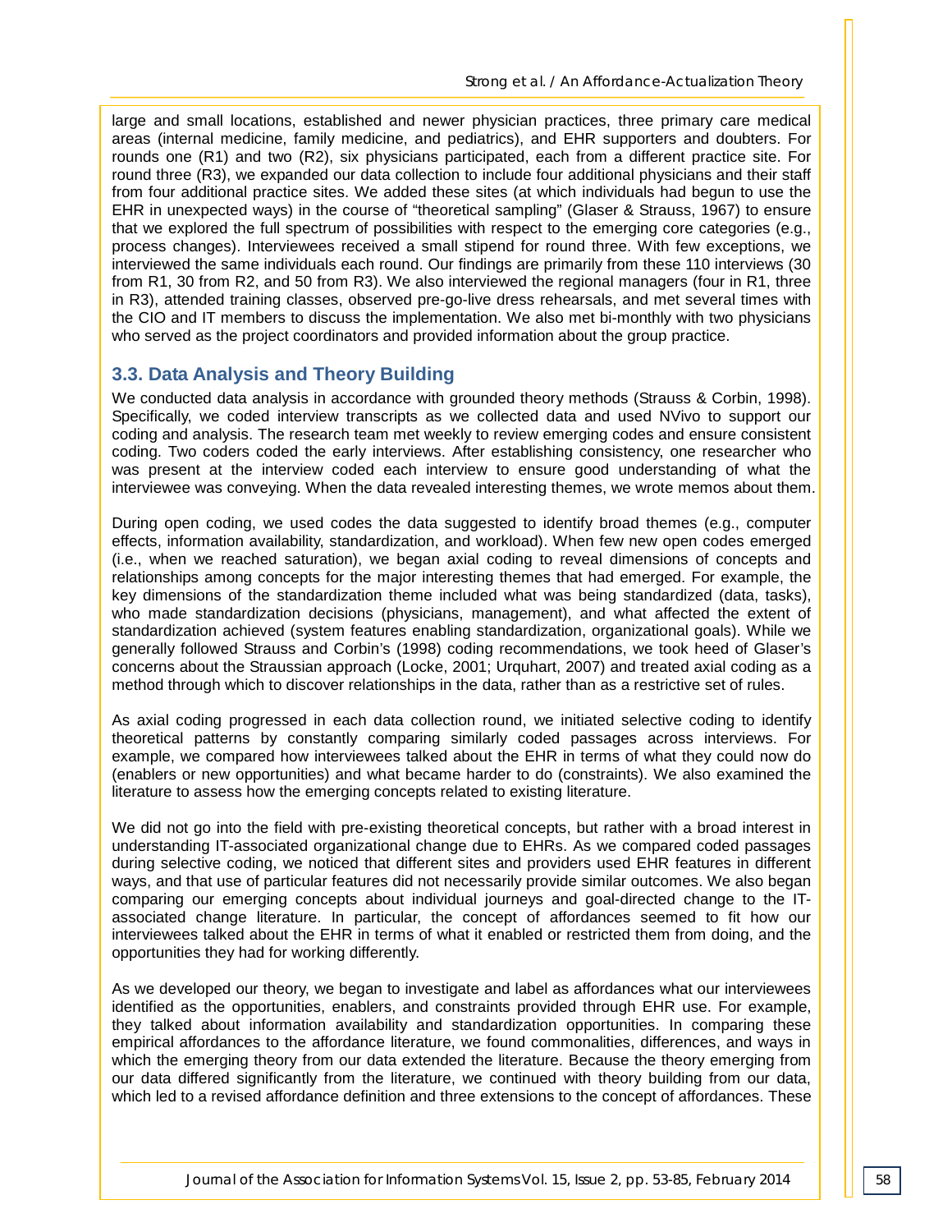large and small locations, established and newer physician practices, three primary care medical areas (internal medicine, family medicine, and pediatrics), and EHR supporters and doubters. For rounds one (R1) and two (R2), six physicians participated, each from a different practice site. For round three (R3), we expanded our data collection to include four additional physicians and their staff from four additional practice sites. We added these sites (at which individuals had begun to use the EHR in unexpected ways) in the course of "theoretical sampling" (Glaser & Strauss, 1967) to ensure that we explored the full spectrum of possibilities with respect to the emerging core categories (e.g., process changes). Interviewees received a small stipend for round three. With few exceptions, we interviewed the same individuals each round. Our findings are primarily from these 110 interviews (30 from R1, 30 from R2, and 50 from R3). We also interviewed the regional managers (four in R1, three in R3), attended training classes, observed pre-go-live dress rehearsals, and met several times with the CIO and IT members to discuss the implementation. We also met bi-monthly with two physicians who served as the project coordinators and provided information about the group practice.

## 3.3. Data Analysis and Theory Building

We conducted data analysis in accordance with grounded theory methods (Strauss & Corbin, 1998). Specifically, we coded interview transcripts as we collected data and used NVivo to support our coding and analysis. The research team met weekly to review emerging codes and ensure consistent coding. Two coders coded the early interviews. After establishing consistency, one researcher who was present at the interview coded each interview to ensure good understanding of what the interviewee was conveying. When the data revealed interesting themes, we wrote memos about them.

During open coding, we used codes the data suggested to identify broad themes (e.g., computer effects, information availability, standardization, and workload). When few new open codes emerged (i.e., when we reached saturation), we began axial coding to reveal dimensions of concepts and relationships among concepts for the major interesting themes that had emerged. For example, the key dimensions of the standardization theme included what was being standardized (data, tasks), who made standardization decisions (physicians, management), and what affected the extent of standardization achieved (system features enabling standardization, organizational goals). While we generally followed Strauss and Corbin's (1998) coding recommendations, we took heed of Glaser's concerns about the Straussian approach (Locke, 2001; Urquhart, 2007) and treated axial coding as a method through which to discover relationships in the data, rather than as a restrictive set of rules.

As axial coding progressed in each data collection round, we initiated selective coding to identify theoretical patterns by constantly comparing similarly coded passages across interviews. For example, we compared how interviewees talked about the EHR in terms of what they could now do (enablers or new opportunities) and what became harder to do (constraints). We also examined the literature to assess how the emerging concepts related to existing literature.

We did not go into the field with pre-existing theoretical concepts, but rather with a broad interest in understanding IT-associated organizational change due to EHRs. As we compared coded passages during selective coding, we noticed that different sites and providers used EHR features in different ways, and that use of particular features did not necessarily provide similar outcomes. We also began comparing our emerging concepts about individual journeys and goal-directed change to the IT-associated change literature. In particular, the concept of affordances seemed to fit how our interviewees talked about the EHR in terms of what it enabled or restricted them from doing, and the opportunities they had for working differently.

As we developed our theory, we began to investigate and label as affordances what our interviewees identified as the opportunities, enablers, and constraints provided through EHR use. For example, they talked about information availability and standardization opportunities. In comparing these empirical affordances to the affordance literature, we found commonalities, differences, and ways in which the emerging theory from our data extended the literature. Because the theory emerging from our data differed significantly from the literature, we continued with theory building from our data, which led to a revised affordance definition and three extensions to the concept of affordances. These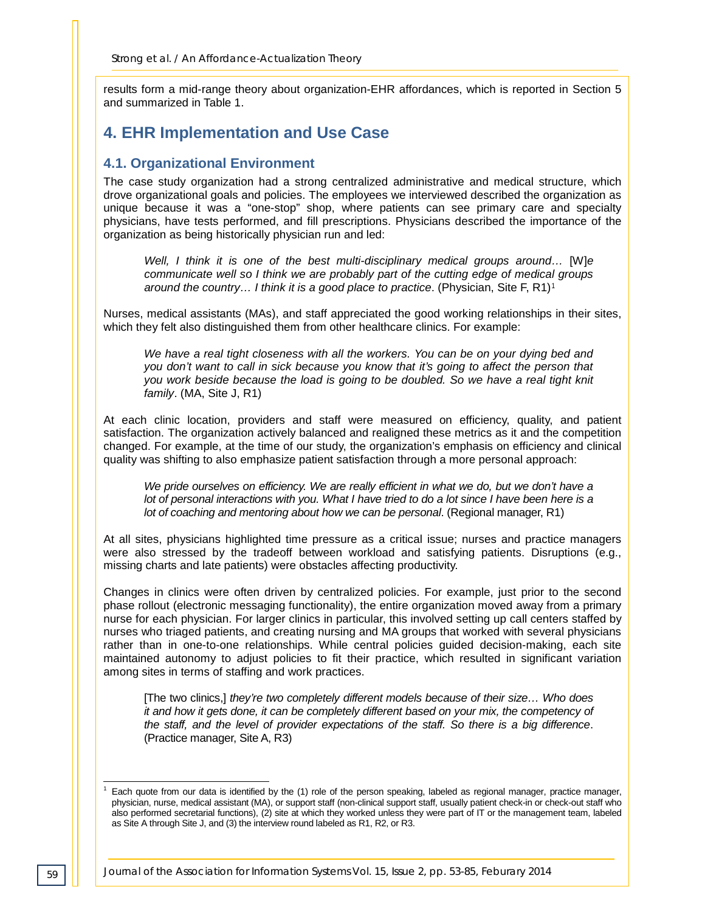results form a mid-range theory about organization-EHR affordances, which is reported in Section 5 and summarized in Table 1.

## 4. EHR Implementation and Use Case

### 4.1. Organizational Environment

The case study organization had a strong centralized administrative and medical structure, which drove organizational goals and policies. The employees we interviewed described the organization as unique because it was a "one-stop" shop, where patients can see primary care and specialty physicians, have tests performed, and fill prescriptions. Physicians described the importance of the organization as being historically physician run and led:

> *Well, I think it is one of the best multi-disciplinary medical groups around…* [W]*e communicate well so I think we are probably part of the cutting edge of medical groups around the country… I think it is a good place to practice*. (Physician, Site F, R1)[1]

Nurses, medical assistants (MAs), and staff appreciated the good working relationships in their sites, which they felt also distinguished them from other healthcare clinics. For example:

> *We have a real tight closeness with all the workers. You can be on your dying bed and you don't want to call in sick because you know that it's going to affect the person that you work beside because the load is going to be doubled. So we have a real tight knit family*. (MA, Site J, R1)

At each clinic location, providers and staff were measured on efficiency, quality, and patient satisfaction. The organization actively balanced and realigned these metrics as it and the competition changed. For example, at the time of our study, the organization's emphasis on efficiency and clinical quality was shifting to also emphasize patient satisfaction through a more personal approach:

> *We pride ourselves on efficiency. We are really efficient in what we do, but we don't have a lot of personal interactions with you. What I have tried to do a lot since I have been here is a lot of coaching and mentoring about how we can be personal*. (Regional manager, R1)

At all sites, physicians highlighted time pressure as a critical issue; nurses and practice managers were also stressed by the tradeoff between workload and satisfying patients. Disruptions (e.g., missing charts and late patients) were obstacles affecting productivity.

Changes in clinics were often driven by centralized policies. For example, just prior to the second phase rollout (electronic messaging functionality), the entire organization moved away from a primary nurse for each physician. For larger clinics in particular, this involved setting up call centers staffed by nurses who triaged patients, and creating nursing and MA groups that worked with several physicians rather than in one-to-one relationships. While central policies guided decision-making, each site maintained autonomy to adjust policies to fit their practice, which resulted in significant variation among sites in terms of staffing and work practices.

> [The two clinics,] *they're two completely different models because of their size… Who does it and how it gets done, it can be completely different based on your mix, the competency of the staff, and the level of provider expectations of the staff. So there is a big difference*. (Practice manager, Site A, R3)

---

[1] Each quote from our data is identified by the (1) role of the person speaking, labeled as regional manager, practice manager, physician, nurse, medical assistant (MA), or support staff (non-clinical support staff, usually patient check-in or check-out staff who also performed secretarial functions), (2) site at which they worked unless they were part of IT or the management team, labeled as Site A through Site J, and (3) the interview round labeled as R1, R2, or R3.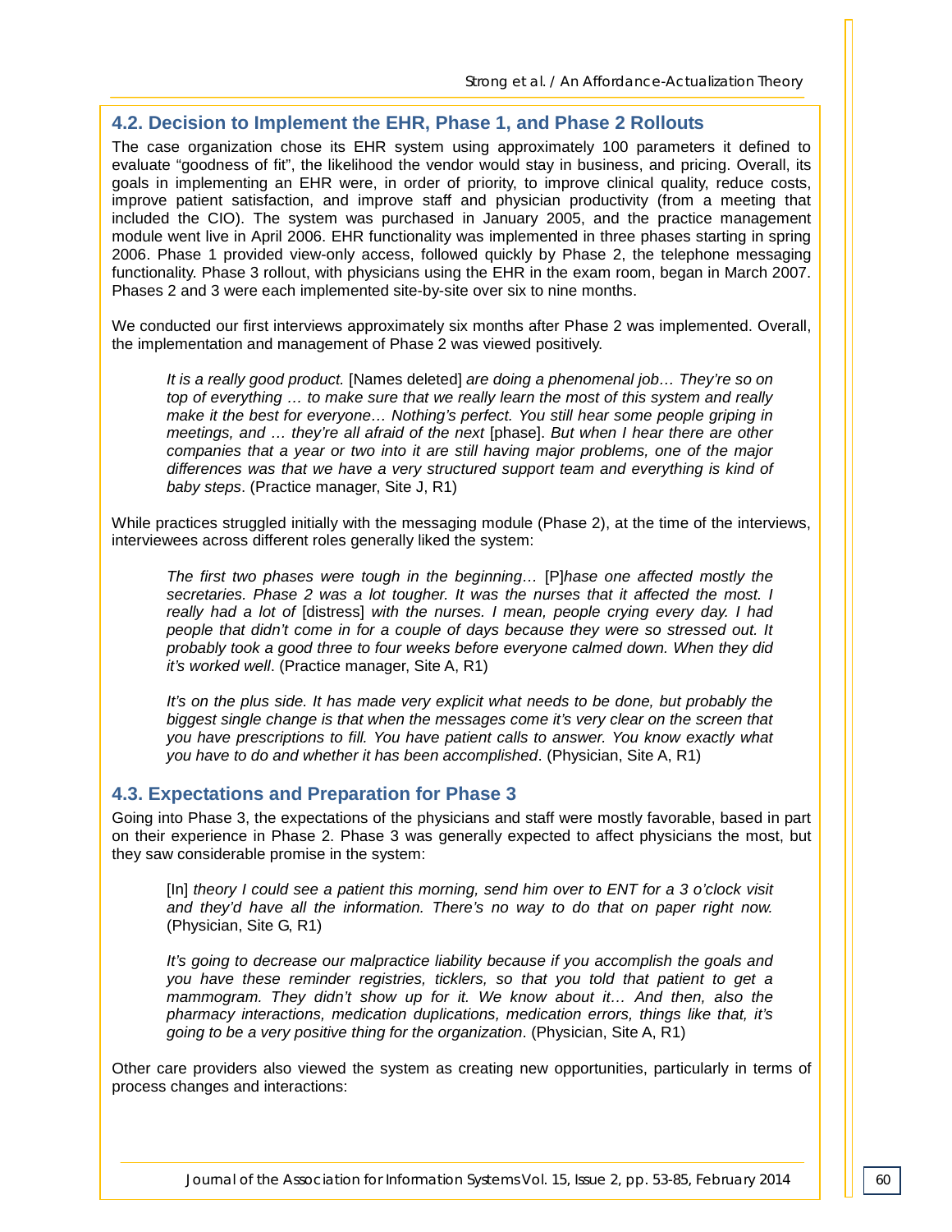## 4.2. Decision to Implement the EHR, Phase 1, and Phase 2 Rollouts

The case organization chose its EHR system using approximately 100 parameters it defined to evaluate "goodness of fit", the likelihood the vendor would stay in business, and pricing. Overall, its goals in implementing an EHR were, in order of priority, to improve clinical quality, reduce costs, improve patient satisfaction, and improve staff and physician productivity (from a meeting that included the CIO). The system was purchased in January 2005, and the practice management module went live in April 2006. EHR functionality was implemented in three phases starting in spring 2006. Phase 1 provided view-only access, followed quickly by Phase 2, the telephone messaging functionality. Phase 3 rollout, with physicians using the EHR in the exam room, began in March 2007. Phases 2 and 3 were each implemented site-by-site over six to nine months.

We conducted our first interviews approximately six months after Phase 2 was implemented. Overall, the implementation and management of Phase 2 was viewed positively.

> *It is a really good product.* [Names deleted] *are doing a phenomenal job… They're so on top of everything … to make sure that we really learn the most of this system and really make it the best for everyone… Nothing's perfect. You still hear some people griping in meetings, and … they're all afraid of the next* [phase]. *But when I hear there are other companies that a year or two into it are still having major problems, one of the major differences was that we have a very structured support team and everything is kind of baby steps*. (Practice manager, Site J, R1)

While practices struggled initially with the messaging module (Phase 2), at the time of the interviews, interviewees across different roles generally liked the system:

> *The first two phases were tough in the beginning…* [P]*hase one affected mostly the secretaries. Phase 2 was a lot tougher. It was the nurses that it affected the most. I really had a lot of* [distress] *with the nurses. I mean, people crying every day. I had people that didn't come in for a couple of days because they were so stressed out. It probably took a good three to four weeks before everyone calmed down. When they did it's worked well*. (Practice manager, Site A, R1)

> *It's on the plus side. It has made very explicit what needs to be done, but probably the biggest single change is that when the messages come it's very clear on the screen that you have prescriptions to fill. You have patient calls to answer. You know exactly what you have to do and whether it has been accomplished*. (Physician, Site A, R1)

## 4.3. Expectations and Preparation for Phase 3

Going into Phase 3, the expectations of the physicians and staff were mostly favorable, based in part on their experience in Phase 2. Phase 3 was generally expected to affect physicians the most, but they saw considerable promise in the system:

> [In] *theory I could see a patient this morning, send him over to ENT for a 3 o'clock visit and they'd have all the information. There's no way to do that on paper right now.* (Physician, Site G, R1)

> *It's going to decrease our malpractice liability because if you accomplish the goals and you have these reminder registries, ticklers, so that you told that patient to get a mammogram. They didn't show up for it. We know about it… And then, also the pharmacy interactions, medication duplications, medication errors, things like that, it's going to be a very positive thing for the organization*. (Physician, Site A, R1)

Other care providers also viewed the system as creating new opportunities, particularly in terms of process changes and interactions: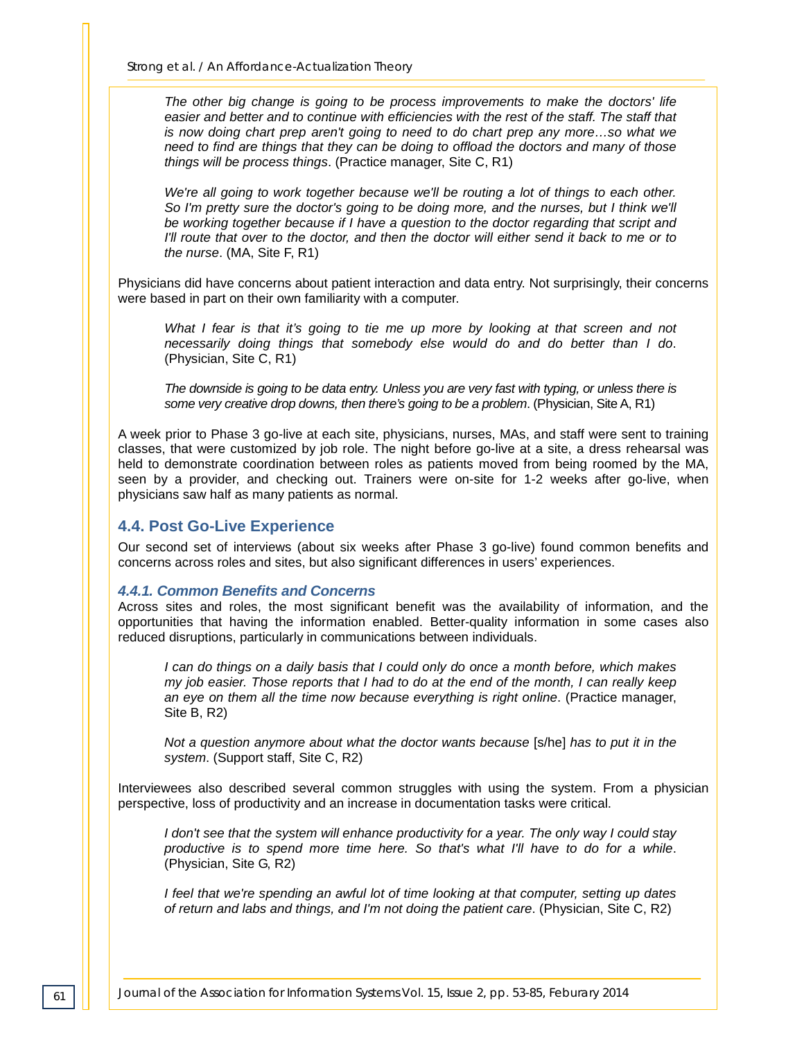> *The other big change is going to be process improvements to make the doctors' life easier and better and to continue with efficiencies with the rest of the staff. The staff that is now doing chart prep aren't going to need to do chart prep any more…so what we need to find are things that they can be doing to offload the doctors and many of those things will be process things*. (Practice manager, Site C, R1)

> *We're all going to work together because we'll be routing a lot of things to each other. So I'm pretty sure the doctor's going to be doing more, and the nurses, but I think we'll be working together because if I have a question to the doctor regarding that script and I'll route that over to the doctor, and then the doctor will either send it back to me or to the nurse*. (MA, Site F, R1)

Physicians did have concerns about patient interaction and data entry. Not surprisingly, their concerns were based in part on their own familiarity with a computer.

> *What I fear is that it's going to tie me up more by looking at that screen and not necessarily doing things that somebody else would do and do better than I do*. (Physician, Site C, R1)

> *The downside is going to be data entry. Unless you are very fast with typing, or unless there is some very creative drop downs, then there's going to be a problem*. (Physician, Site A, R1)

A week prior to Phase 3 go-live at each site, physicians, nurses, MAs, and staff were sent to training classes, that were customized by job role. The night before go-live at a site, a dress rehearsal was held to demonstrate coordination between roles as patients moved from being roomed by the MA, seen by a provider, and checking out. Trainers were on-site for 1-2 weeks after go-live, when physicians saw half as many patients as normal.

## 4.4. Post Go-Live Experience

Our second set of interviews (about six weeks after Phase 3 go-live) found common benefits and concerns across roles and sites, but also significant differences in users' experiences.

### *4.4.1. Common Benefits and Concerns*

Across sites and roles, the most significant benefit was the availability of information, and the opportunities that having the information enabled. Better-quality information in some cases also reduced disruptions, particularly in communications between individuals.

> *I can do things on a daily basis that I could only do once a month before, which makes my job easier. Those reports that I had to do at the end of the month, I can really keep an eye on them all the time now because everything is right online*. (Practice manager, Site B, R2)

> *Not a question anymore about what the doctor wants because* [s/he] *has to put it in the system*. (Support staff, Site C, R2)

Interviewees also described several common struggles with using the system. From a physician perspective, loss of productivity and an increase in documentation tasks were critical.

> *I don't see that the system will enhance productivity for a year. The only way I could stay productive is to spend more time here. So that's what I'll have to do for a while*. (Physician, Site G, R2)

> *I feel that we're spending an awful lot of time looking at that computer, setting up dates of return and labs and things, and I'm not doing the patient care*. (Physician, Site C, R2)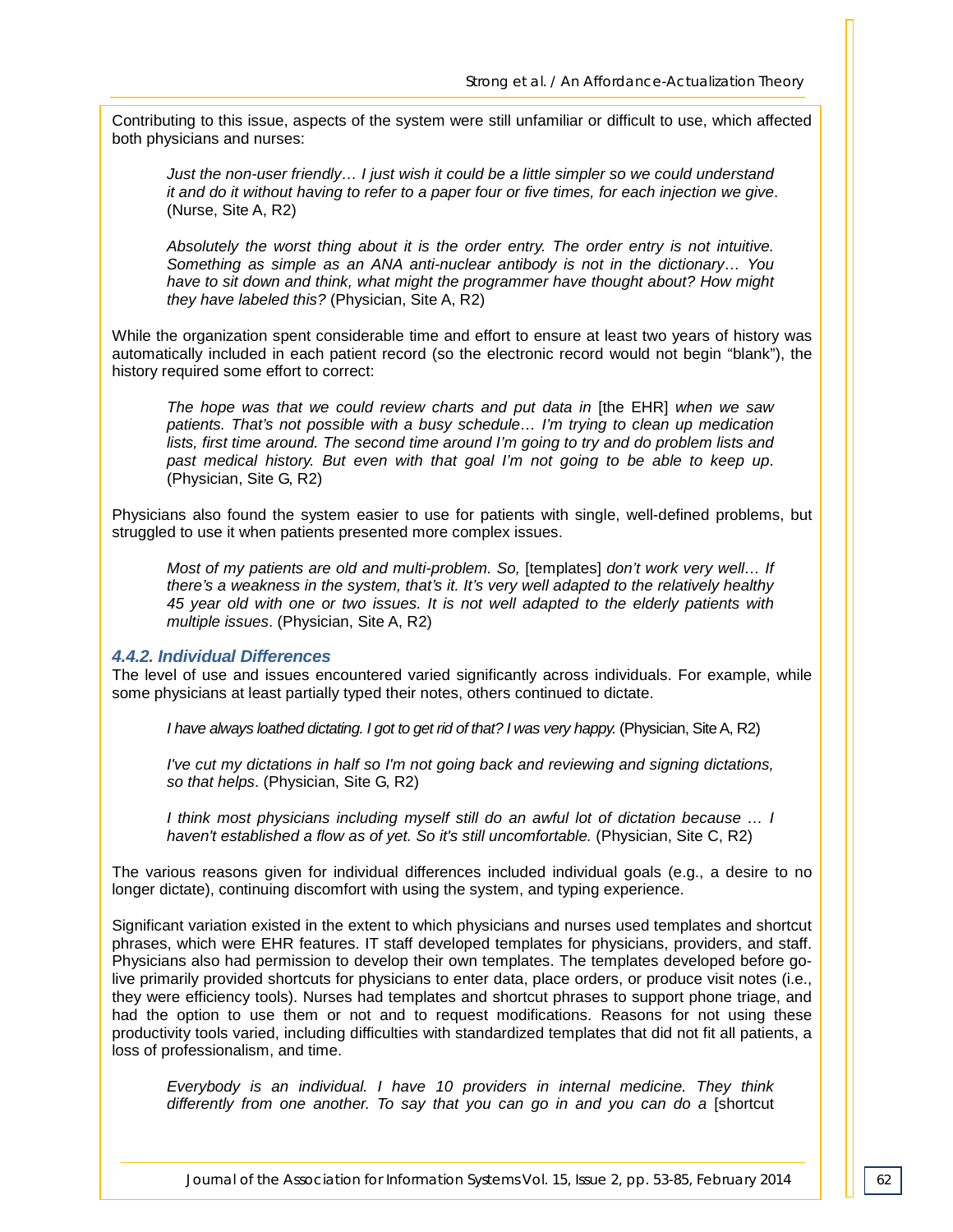Contributing to this issue, aspects of the system were still unfamiliar or difficult to use, which affected both physicians and nurses:

> *Just the non-user friendly… I just wish it could be a little simpler so we could understand it and do it without having to refer to a paper four or five times, for each injection we give*. (Nurse, Site A, R2)

> *Absolutely the worst thing about it is the order entry. The order entry is not intuitive. Something as simple as an ANA anti-nuclear antibody is not in the dictionary… You have to sit down and think, what might the programmer have thought about? How might they have labeled this?* (Physician, Site A, R2)

While the organization spent considerable time and effort to ensure at least two years of history was automatically included in each patient record (so the electronic record would not begin "blank"), the history required some effort to correct:

> *The hope was that we could review charts and put data in* [the EHR] *when we saw patients. That's not possible with a busy schedule… I'm trying to clean up medication lists, first time around. The second time around I'm going to try and do problem lists and past medical history. But even with that goal I'm not going to be able to keep up*. (Physician, Site G, R2)

Physicians also found the system easier to use for patients with single, well-defined problems, but struggled to use it when patients presented more complex issues.

> *Most of my patients are old and multi-problem. So,* [templates] *don't work very well… If there's a weakness in the system, that's it. It's very well adapted to the relatively healthy 45 year old with one or two issues. It is not well adapted to the elderly patients with multiple issues*. (Physician, Site A, R2)

### 4.4.2. Individual Differences

The level of use and issues encountered varied significantly across individuals. For example, while some physicians at least partially typed their notes, others continued to dictate.

> *I have always loathed dictating. I got to get rid of that? I was very happy.* (Physician, Site A, R2)

> *I've cut my dictations in half so I'm not going back and reviewing and signing dictations, so that helps*. (Physician, Site G, R2)

> *I think most physicians including myself still do an awful lot of dictation because … I haven't established a flow as of yet. So it's still uncomfortable.* (Physician, Site C, R2)

The various reasons given for individual differences included individual goals (e.g., a desire to no longer dictate), continuing discomfort with using the system, and typing experience.

Significant variation existed in the extent to which physicians and nurses used templates and shortcut phrases, which were EHR features. IT staff developed templates for physicians, providers, and staff. Physicians also had permission to develop their own templates. The templates developed before go-live primarily provided shortcuts for physicians to enter data, place orders, or produce visit notes (i.e., they were efficiency tools). Nurses had templates and shortcut phrases to support phone triage, and had the option to use them or not and to request modifications. Reasons for not using these productivity tools varied, including difficulties with standardized templates that did not fit all patients, a loss of professionalism, and time.

> *Everybody is an individual. I have 10 providers in internal medicine. They think differently from one another. To say that you can go in and you can do a* [shortcut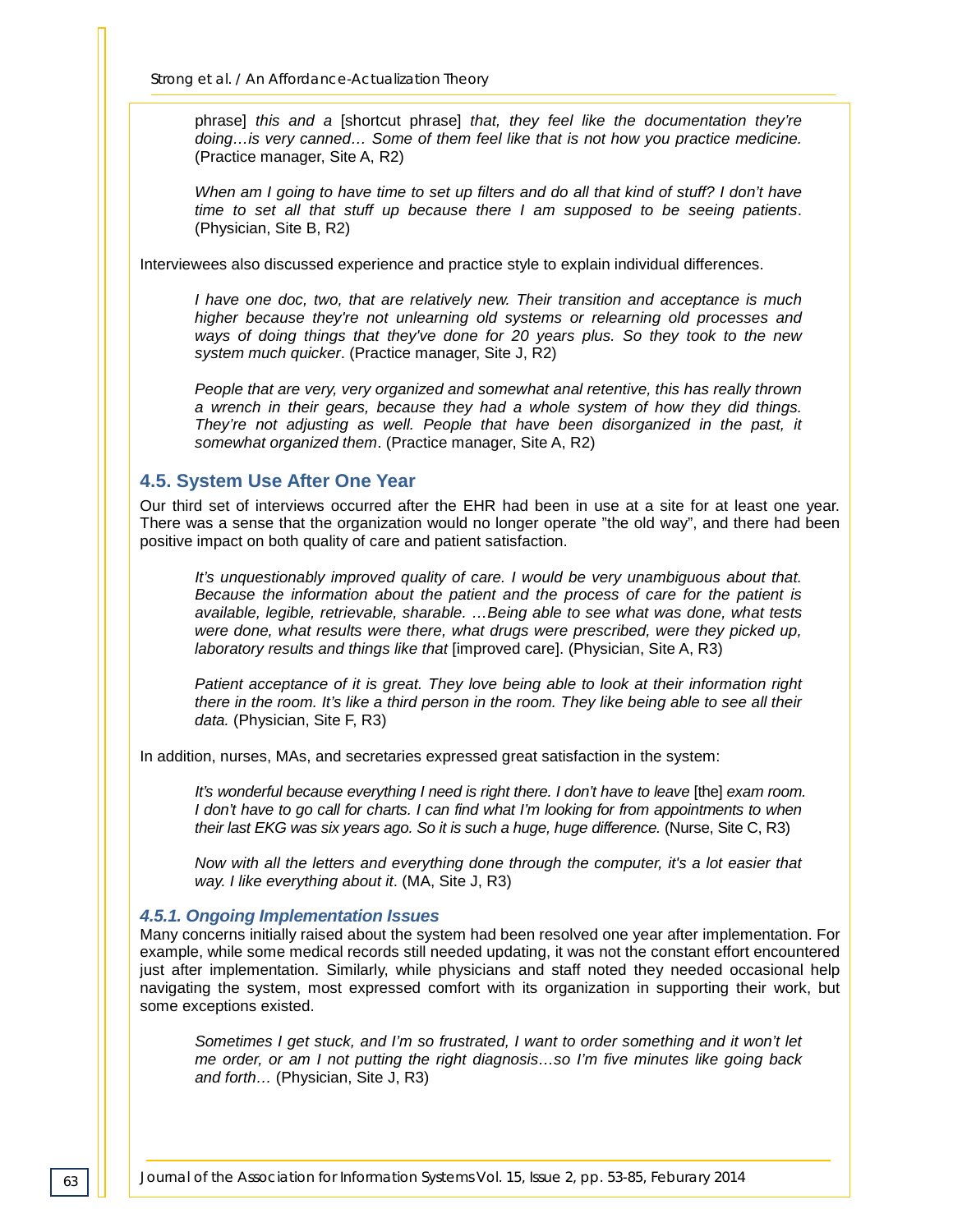> phrase] *this and a* [shortcut phrase] *that, they feel like the documentation they're doing…is very canned… Some of them feel like that is not how you practice medicine.* (Practice manager, Site A, R2)

> *When am I going to have time to set up filters and do all that kind of stuff? I don't have time to set all that stuff up because there I am supposed to be seeing patients*. (Physician, Site B, R2)

Interviewees also discussed experience and practice style to explain individual differences.

> *I have one doc, two, that are relatively new. Their transition and acceptance is much higher because they're not unlearning old systems or relearning old processes and ways of doing things that they've done for 20 years plus. So they took to the new system much quicker*. (Practice manager, Site J, R2)

> *People that are very, very organized and somewhat anal retentive, this has really thrown a wrench in their gears, because they had a whole system of how they did things. They're not adjusting as well. People that have been disorganized in the past, it somewhat organized them*. (Practice manager, Site A, R2)

## 4.5. System Use After One Year

Our third set of interviews occurred after the EHR had been in use at a site for at least one year. There was a sense that the organization would no longer operate "the old way", and there had been positive impact on both quality of care and patient satisfaction.

> *It's unquestionably improved quality of care. I would be very unambiguous about that. Because the information about the patient and the process of care for the patient is available, legible, retrievable, sharable. …Being able to see what was done, what tests were done, what results were there, what drugs were prescribed, were they picked up, laboratory results and things like that* [improved care]. (Physician, Site A, R3)

> *Patient acceptance of it is great. They love being able to look at their information right there in the room. It's like a third person in the room. They like being able to see all their data.* (Physician, Site F, R3)

In addition, nurses, MAs, and secretaries expressed great satisfaction in the system:

> *It's wonderful because everything I need is right there. I don't have to leave* [the] *exam room. I don't have to go call for charts. I can find what I'm looking for from appointments to when their last EKG was six years ago. So it is such a huge, huge difference.* (Nurse, Site C, R3)

> *Now with all the letters and everything done through the computer, it's a lot easier that way. I like everything about it*. (MA, Site J, R3)

### *4.5.1. Ongoing Implementation Issues*

Many concerns initially raised about the system had been resolved one year after implementation. For example, while some medical records still needed updating, it was not the constant effort encountered just after implementation. Similarly, while physicians and staff noted they needed occasional help navigating the system, most expressed comfort with its organization in supporting their work, but some exceptions existed.

> *Sometimes I get stuck, and I'm so frustrated, I want to order something and it won't let me order, or am I not putting the right diagnosis…so I'm five minutes like going back and forth…* (Physician, Site J, R3)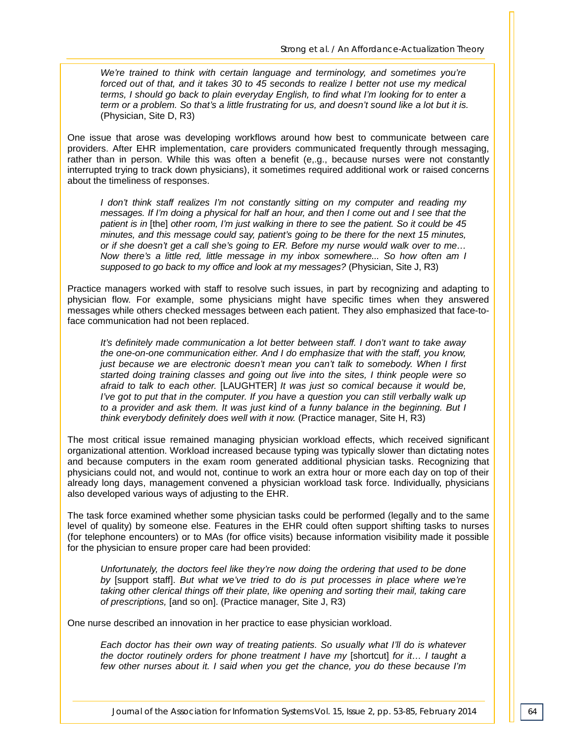> *We're trained to think with certain language and terminology, and sometimes you're forced out of that, and it takes 30 to 45 seconds to realize I better not use my medical terms, I should go back to plain everyday English, to find what I'm looking for to enter a term or a problem. So that's a little frustrating for us, and doesn't sound like a lot but it is.* (Physician, Site D, R3)

One issue that arose was developing workflows around how best to communicate between care providers. After EHR implementation, care providers communicated frequently through messaging, rather than in person. While this was often a benefit (e,.g., because nurses were not constantly interrupted trying to track down physicians), it sometimes required additional work or raised concerns about the timeliness of responses.

> *I don't think staff realizes I'm not constantly sitting on my computer and reading my messages. If I'm doing a physical for half an hour, and then I come out and I see that the patient is in* [the] *other room, I'm just walking in there to see the patient. So it could be 45 minutes, and this message could say, patient's going to be there for the next 15 minutes, or if she doesn't get a call she's going to ER. Before my nurse would walk over to me… Now there's a little red, little message in my inbox somewhere... So how often am I supposed to go back to my office and look at my messages?* (Physician, Site J, R3)

Practice managers worked with staff to resolve such issues, in part by recognizing and adapting to physician flow. For example, some physicians might have specific times when they answered messages while others checked messages between each patient. They also emphasized that face-to-face communication had not been replaced.

> *It's definitely made communication a lot better between staff. I don't want to take away the one-on-one communication either. And I do emphasize that with the staff, you know, just because we are electronic doesn't mean you can't talk to somebody. When I first started doing training classes and going out live into the sites, I think people were so afraid to talk to each other.* [LAUGHTER] *It was just so comical because it would be, I've got to put that in the computer. If you have a question you can still verbally walk up to a provider and ask them. It was just kind of a funny balance in the beginning. But I think everybody definitely does well with it now.* (Practice manager, Site H, R3)

The most critical issue remained managing physician workload effects, which received significant organizational attention. Workload increased because typing was typically slower than dictating notes and because computers in the exam room generated additional physician tasks. Recognizing that physicians could not, and would not, continue to work an extra hour or more each day on top of their already long days, management convened a physician workload task force. Individually, physicians also developed various ways of adjusting to the EHR.

The task force examined whether some physician tasks could be performed (legally and to the same level of quality) by someone else. Features in the EHR could often support shifting tasks to nurses (for telephone encounters) or to MAs (for office visits) because information visibility made it possible for the physician to ensure proper care had been provided:

> *Unfortunately, the doctors feel like they're now doing the ordering that used to be done by* [support staff]. *But what we've tried to do is put processes in place where we're taking other clerical things off their plate, like opening and sorting their mail, taking care of prescriptions,* [and so on]. (Practice manager, Site J, R3)

One nurse described an innovation in her practice to ease physician workload.

> *Each doctor has their own way of treating patients. So usually what I'll do is whatever the doctor routinely orders for phone treatment I have my* [shortcut] *for it… I taught a few other nurses about it. I said when you get the chance, you do these because I'm*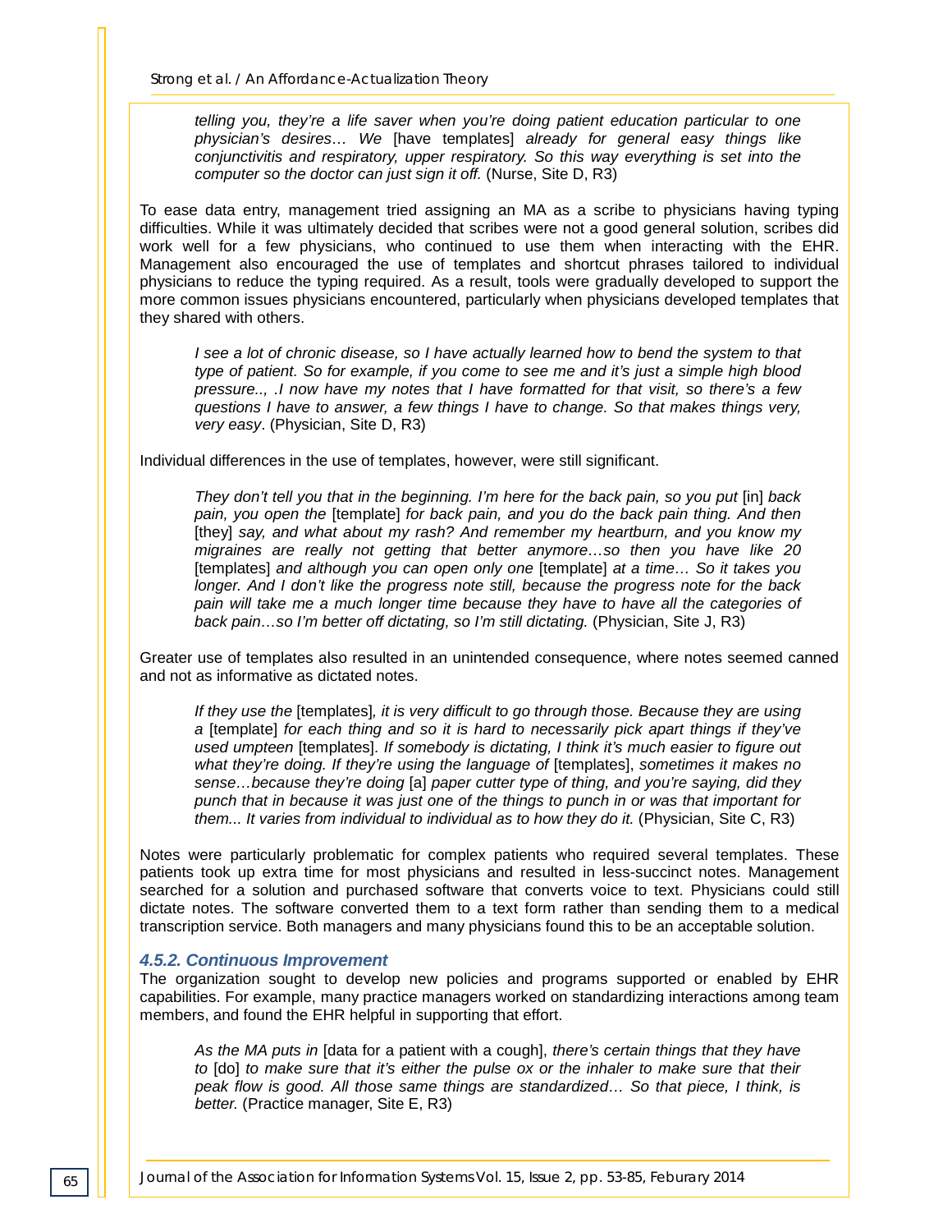> *telling you, they're a life saver when you're doing patient education particular to one physician's desires… We* [have templates] *already for general easy things like conjunctivitis and respiratory, upper respiratory. So this way everything is set into the computer so the doctor can just sign it off.* (Nurse, Site D, R3)

To ease data entry, management tried assigning an MA as a scribe to physicians having typing difficulties. While it was ultimately decided that scribes were not a good general solution, scribes did work well for a few physicians, who continued to use them when interacting with the EHR. Management also encouraged the use of templates and shortcut phrases tailored to individual physicians to reduce the typing required. As a result, tools were gradually developed to support the more common issues physicians encountered, particularly when physicians developed templates that they shared with others.

> *I see a lot of chronic disease, so I have actually learned how to bend the system to that type of patient. So for example, if you come to see me and it's just a simple high blood pressure.., .I now have my notes that I have formatted for that visit, so there's a few questions I have to answer, a few things I have to change. So that makes things very, very easy*. (Physician, Site D, R3)

Individual differences in the use of templates, however, were still significant.

> *They don't tell you that in the beginning. I'm here for the back pain, so you put* [in] *back pain, you open the* [template] *for back pain, and you do the back pain thing. And then* [they] *say, and what about my rash? And remember my heartburn, and you know my migraines are really not getting that better anymore…so then you have like 20* [templates] *and although you can open only one* [template] *at a time… So it takes you longer. And I don't like the progress note still, because the progress note for the back pain will take me a much longer time because they have to have all the categories of back pain…so I'm better off dictating, so I'm still dictating.* (Physician, Site J, R3)

Greater use of templates also resulted in an unintended consequence, where notes seemed canned and not as informative as dictated notes.

> *If they use the* [templates]*, it is very difficult to go through those. Because they are using a* [template] *for each thing and so it is hard to necessarily pick apart things if they've used umpteen* [templates]. *If somebody is dictating, I think it's much easier to figure out what they're doing. If they're using the language of* [templates], *sometimes it makes no sense…because they're doing* [a] *paper cutter type of thing, and you're saying, did they punch that in because it was just one of the things to punch in or was that important for them... It varies from individual to individual as to how they do it.* (Physician, Site C, R3)

Notes were particularly problematic for complex patients who required several templates. These patients took up extra time for most physicians and resulted in less-succinct notes. Management searched for a solution and purchased software that converts voice to text. Physicians could still dictate notes. The software converted them to a text form rather than sending them to a medical transcription service. Both managers and many physicians found this to be an acceptable solution.

#### 4.5.2. Continuous Improvement

The organization sought to develop new policies and programs supported or enabled by EHR capabilities. For example, many practice managers worked on standardizing interactions among team members, and found the EHR helpful in supporting that effort.

> *As the MA puts in* [data for a patient with a cough], *there's certain things that they have to* [do] *to make sure that it's either the pulse ox or the inhaler to make sure that their peak flow is good. All those same things are standardized… So that piece, I think, is better.* (Practice manager, Site E, R3)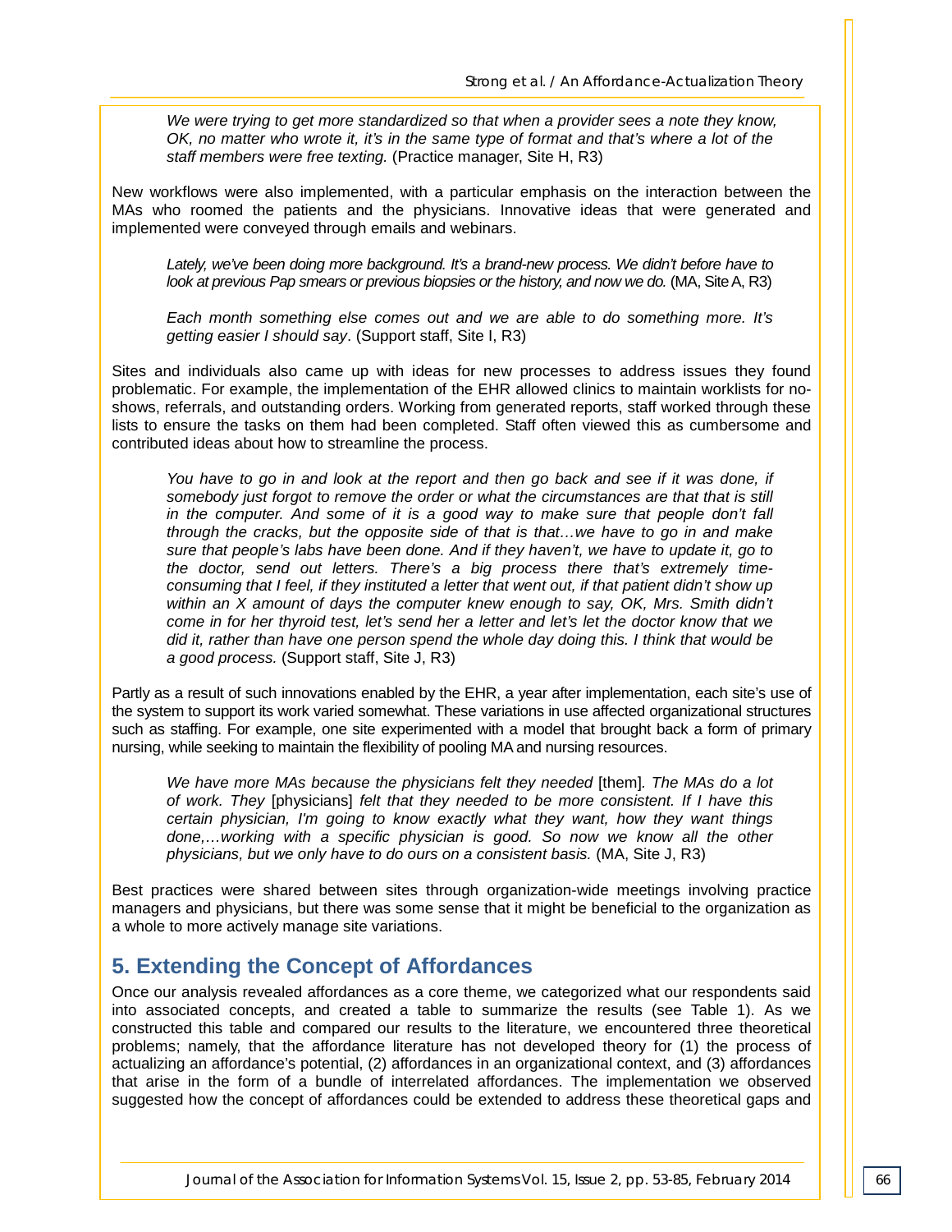> *We were trying to get more standardized so that when a provider sees a note they know, OK, no matter who wrote it, it's in the same type of format and that's where a lot of the staff members were free texting.* (Practice manager, Site H, R3)

New workflows were also implemented, with a particular emphasis on the interaction between the MAs who roomed the patients and the physicians. Innovative ideas that were generated and implemented were conveyed through emails and webinars.

> *Lately, we've been doing more background. It's a brand-new process. We didn't before have to look at previous Pap smears or previous biopsies or the history, and now we do.* (MA, Site A, R3)

> *Each month something else comes out and we are able to do something more. It's getting easier I should say*. (Support staff, Site I, R3)

Sites and individuals also came up with ideas for new processes to address issues they found problematic. For example, the implementation of the EHR allowed clinics to maintain worklists for no-shows, referrals, and outstanding orders. Working from generated reports, staff worked through these lists to ensure the tasks on them had been completed. Staff often viewed this as cumbersome and contributed ideas about how to streamline the process.

> *You have to go in and look at the report and then go back and see if it was done, if somebody just forgot to remove the order or what the circumstances are that that is still in the computer. And some of it is a good way to make sure that people don't fall through the cracks, but the opposite side of that is that…we have to go in and make sure that people's labs have been done. And if they haven't, we have to update it, go to the doctor, send out letters. There's a big process there that's extremely time-consuming that I feel, if they instituted a letter that went out, if that patient didn't show up within an X amount of days the computer knew enough to say, OK, Mrs. Smith didn't come in for her thyroid test, let's send her a letter and let's let the doctor know that we did it, rather than have one person spend the whole day doing this. I think that would be a good process.* (Support staff, Site J, R3)

Partly as a result of such innovations enabled by the EHR, a year after implementation, each site's use of the system to support its work varied somewhat. These variations in use affected organizational structures such as staffing. For example, one site experimented with a model that brought back a form of primary nursing, while seeking to maintain the flexibility of pooling MA and nursing resources.

> *We have more MAs because the physicians felt they needed* [them]. *The MAs do a lot of work. They* [physicians] *felt that they needed to be more consistent. If I have this certain physician, I'm going to know exactly what they want, how they want things done,…working with a specific physician is good. So now we know all the other physicians, but we only have to do ours on a consistent basis.* (MA, Site J, R3)

Best practices were shared between sites through organization-wide meetings involving practice managers and physicians, but there was some sense that it might be beneficial to the organization as a whole to more actively manage site variations.

## 5. Extending the Concept of Affordances

Once our analysis revealed affordances as a core theme, we categorized what our respondents said into associated concepts, and created a table to summarize the results (see Table 1). As we constructed this table and compared our results to the literature, we encountered three theoretical problems; namely, that the affordance literature has not developed theory for (1) the process of actualizing an affordance's potential, (2) affordances in an organizational context, and (3) affordances that arise in the form of a bundle of interrelated affordances. The implementation we observed suggested how the concept of affordances could be extended to address these theoretical gaps and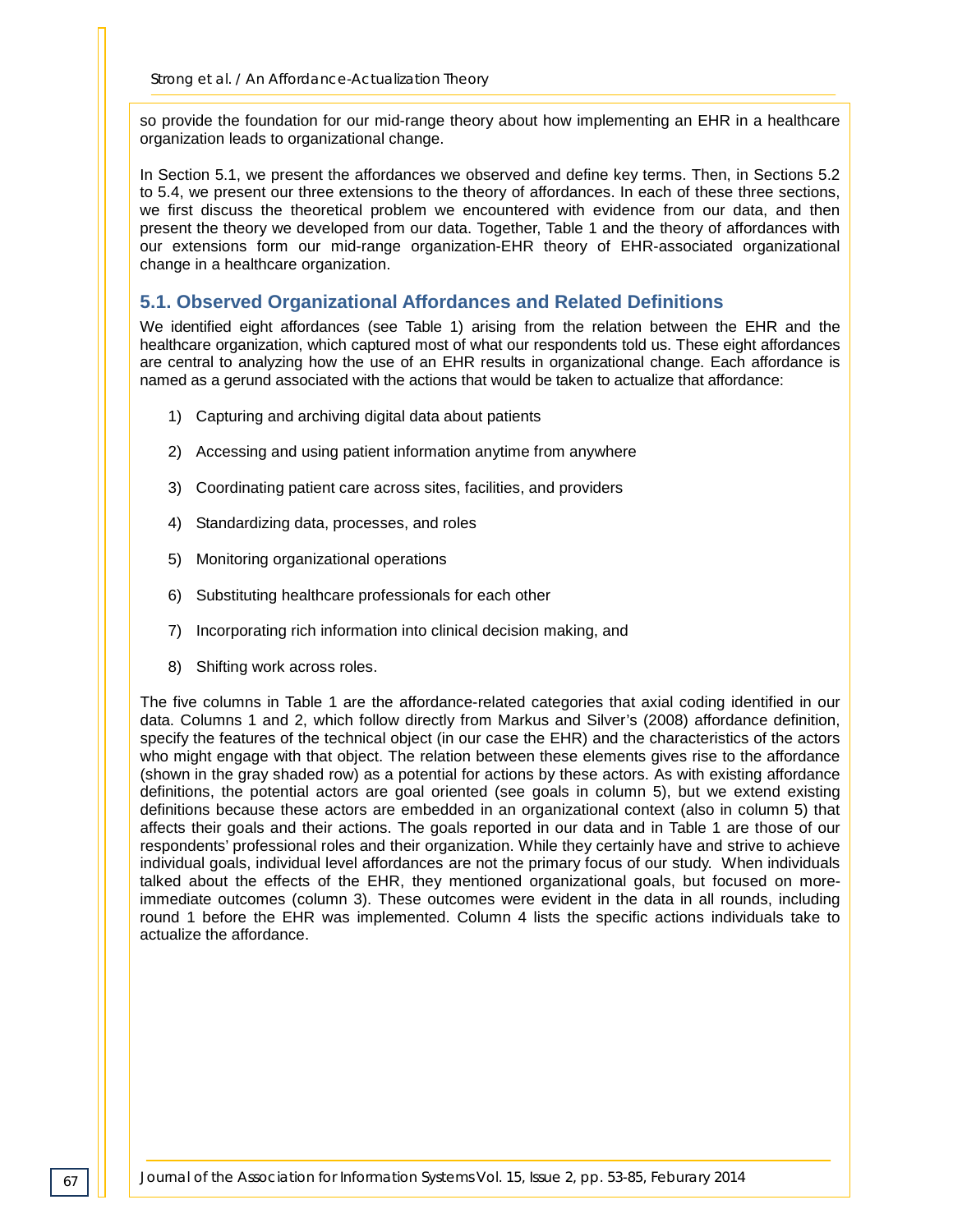so provide the foundation for our mid-range theory about how implementing an EHR in a healthcare organization leads to organizational change.

In Section 5.1, we present the affordances we observed and define key terms. Then, in Sections 5.2 to 5.4, we present our three extensions to the theory of affordances. In each of these three sections, we first discuss the theoretical problem we encountered with evidence from our data, and then present the theory we developed from our data. Together, Table 1 and the theory of affordances with our extensions form our mid-range organization-EHR theory of EHR-associated organizational change in a healthcare organization.

## 5.1. Observed Organizational Affordances and Related Definitions

We identified eight affordances (see Table 1) arising from the relation between the EHR and the healthcare organization, which captured most of what our respondents told us. These eight affordances are central to analyzing how the use of an EHR results in organizational change. Each affordance is named as a gerund associated with the actions that would be taken to actualize that affordance:

1) Capturing and archiving digital data about patients

2) Accessing and using patient information anytime from anywhere

3) Coordinating patient care across sites, facilities, and providers

4) Standardizing data, processes, and roles

5) Monitoring organizational operations

6) Substituting healthcare professionals for each other

7) Incorporating rich information into clinical decision making, and

8) Shifting work across roles.

The five columns in Table 1 are the affordance-related categories that axial coding identified in our data. Columns 1 and 2, which follow directly from Markus and Silver's (2008) affordance definition, specify the features of the technical object (in our case the EHR) and the characteristics of the actors who might engage with that object. The relation between these elements gives rise to the affordance (shown in the gray shaded row) as a potential for actions by these actors. As with existing affordance definitions, the potential actors are goal oriented (see goals in column 5), but we extend existing definitions because these actors are embedded in an organizational context (also in column 5) that affects their goals and their actions. The goals reported in our data and in Table 1 are those of our respondents' professional roles and their organization. While they certainly have and strive to achieve individual goals, individual level affordances are not the primary focus of our study. When individuals talked about the effects of the EHR, they mentioned organizational goals, but focused on more-immediate outcomes (column 3). These outcomes were evident in the data in all rounds, including round 1 before the EHR was implemented. Column 4 lists the specific actions individuals take to actualize the affordance.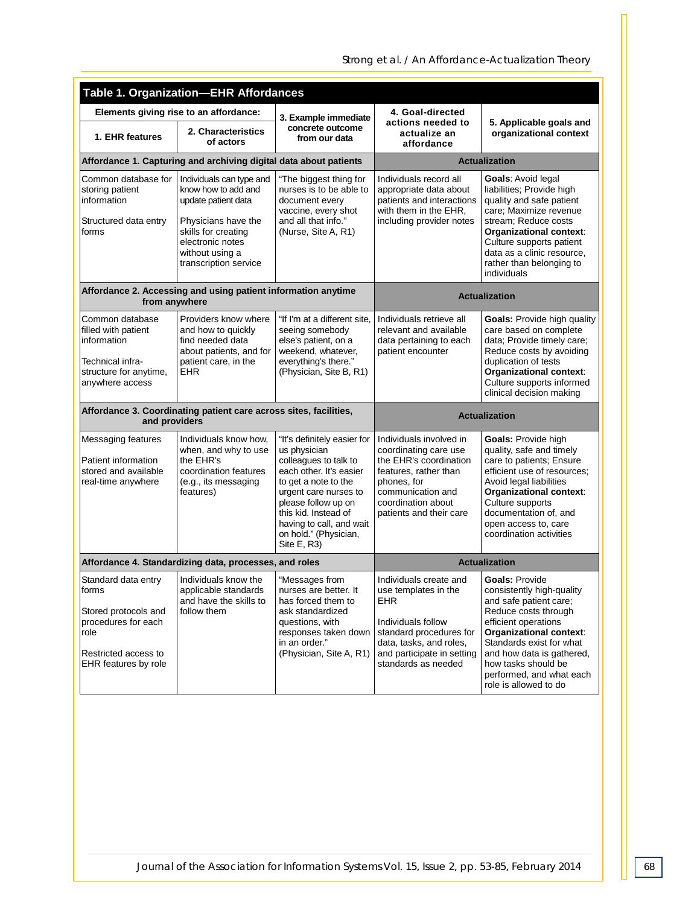**Table 1. Organization—EHR Affordances**

| Elements giving rise to an affordance: 1. EHR features | 2. Characteristics of actors | 3. Example immediate concrete outcome from our data | 4. Goal-directed actions needed to actualize an affordance | 5. Applicable goals and organizational context |
|---|---|---|---|---|
| **Affordance 1. Capturing and archiving digital data about patients** | | | **Actualization** | |
| Common database for storing patient information<br><br>Structured data entry forms | Individuals can type and know how to add and update patient data<br><br>Physicians have the skills for creating electronic notes without using a transcription service | "The biggest thing for nurses is to be able to document every vaccine, every shot and all that info." (Nurse, Site A, R1) | Individuals record all appropriate data about patients and interactions with them in the EHR, including provider notes | **Goals**: Avoid legal liabilities; Provide high quality and safe patient care; Maximize revenue stream; Reduce costs **Organizational context**: Culture supports patient data as a clinic resource, rather than belonging to individuals |
| **Affordance 2. Accessing and using patient information anytime from anywhere** | | | **Actualization** | |
| Common database filled with patient information<br><br>Technical infra-structure for anytime, anywhere access | Providers know where and how to quickly find needed data about patients, and for patient care, in the EHR | "If I'm at a different site, seeing somebody else's patient, on a weekend, whatever, everything's there." (Physician, Site B, R1) | Individuals retrieve all relevant and available data pertaining to each patient encounter | **Goals:** Provide high quality care based on complete data; Provide timely care; Reduce costs by avoiding duplication of tests **Organizational context**: Culture supports informed clinical decision making |
| **Affordance 3. Coordinating patient care across sites, facilities, and providers** | | | **Actualization** | |
| Messaging features<br><br>Patient information stored and available real-time anywhere | Individuals know how, when, and why to use the EHR's coordination features (e.g., its messaging features) | "It's definitely easier for us physician colleagues to talk to each other. It's easier to get a note to the urgent care nurses to please follow up on this kid. Instead of having to call, and wait on hold." (Physician, Site E, R3) | Individuals involved in coordinating care use the EHR's coordination features, rather than phones, for communication and coordination about patients and their care | **Goals:** Provide high quality, safe and timely care to patients; Ensure efficient use of resources; Avoid legal liabilities **Organizational context**: Culture supports documentation of, and open access to, care coordination activities |
| **Affordance 4. Standardizing data, processes, and roles** | | | **Actualization** | |
| Standard data entry forms<br><br>Stored protocols and procedures for each role<br><br>Restricted access to EHR features by role | Individuals know the applicable standards and have the skills to follow them | "Messages from nurses are better. It has forced them to ask standardized questions, with responses taken down in an order." (Physician, Site A, R1) | Individuals create and use templates in the EHR<br><br>Individuals follow standard procedures for data, tasks, and roles, and participate in setting standards as needed | **Goals:** Provide consistently high-quality and safe patient care; Reduce costs through efficient operations **Organizational context**: Standards exist for what and how data is gathered, how tasks should be performed, and what each role is allowed to do |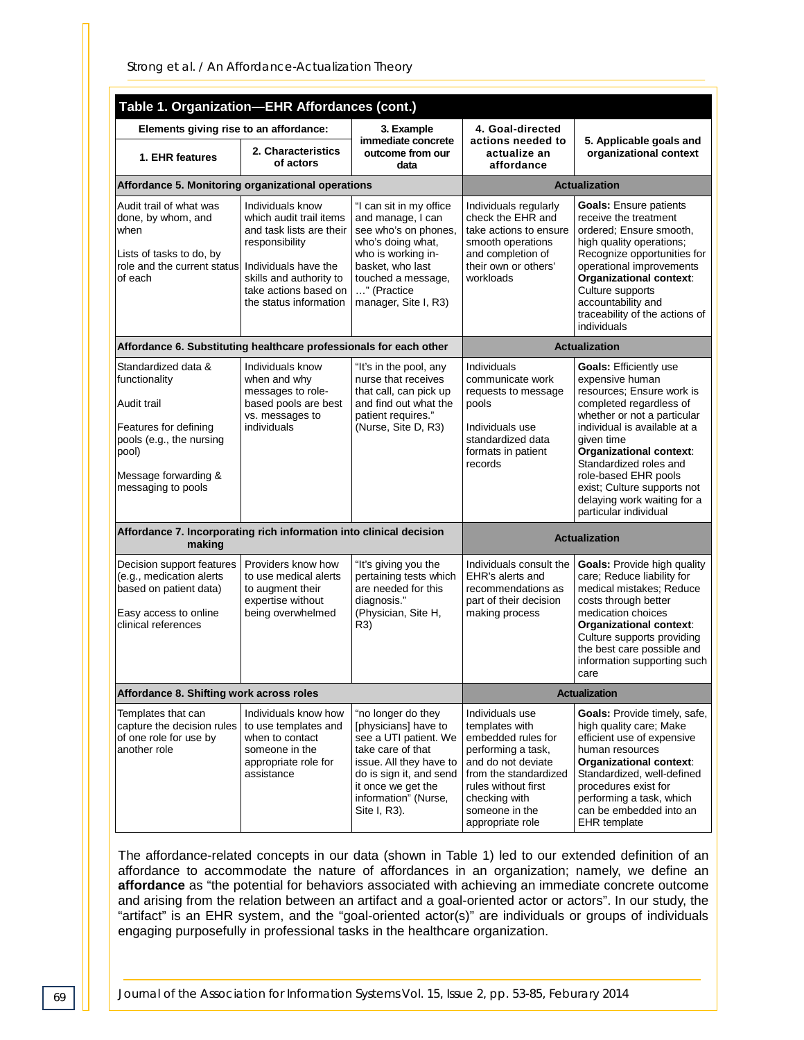**Table 1. Organization—EHR Affordances (cont.)**

| Elements giving rise to an affordance: 1. EHR features | 2. Characteristics of actors | 3. Example immediate concrete outcome from our data | 4. Goal-directed actions needed to actualize an affordance | 5. Applicable goals and organizational context |
|---|---|---|---|---|
| **Affordance 5. Monitoring organizational operations** | | | **Actualization** | |
| Audit trail of what was done, by whom, and when<br><br>Lists of tasks to do, by role and the current status of each | Individuals know which audit trail items and task lists are their responsibility<br><br>Individuals have the skills and authority to take actions based on the status information | "I can sit in my office and manage, I can see who's on phones, who's doing what, who is working in-basket, who last touched a message, …" (Practice manager, Site I, R3) | Individuals regularly check the EHR and take actions to ensure smooth operations and completion of their own or others' workloads | **Goals:** Ensure patients receive the treatment ordered; Ensure smooth, high quality operations; Recognize opportunities for operational improvements **Organizational context**: Culture supports accountability and traceability of the actions of individuals |
| **Affordance 6. Substituting healthcare professionals for each other** | | | **Actualization** | |
| Standardized data & functionality<br><br>Audit trail<br><br>Features for defining pools (e.g., the nursing pool)<br><br>Message forwarding & messaging to pools | Individuals know when and why messages to role-based pools are best vs. messages to individuals | "It's in the pool, any nurse that receives that call, can pick up and find out what the patient requires." (Nurse, Site D, R3) | Individuals communicate work requests to message pools<br><br>Individuals use standardized data formats in patient records | **Goals:** Efficiently use expensive human resources; Ensure work is completed regardless of whether or not a particular individual is available at a given time **Organizational context**: Standardized roles and role-based EHR pools exist; Culture supports not delaying work waiting for a particular individual |
| **Affordance 7. Incorporating rich information into clinical decision making** | | | **Actualization** | |
| Decision support features (e.g., medication alerts based on patient data)<br><br>Easy access to online clinical references | Providers know how to use medical alerts to augment their expertise without being overwhelmed | "It's giving you the pertaining tests which are needed for this diagnosis." (Physician, Site H, R3) | Individuals consult the EHR's alerts and recommendations as part of their decision making process | **Goals:** Provide high quality care; Reduce liability for medical mistakes; Reduce costs through better medication choices **Organizational context**: Culture supports providing the best care possible and information supporting such care |
| **Affordance 8. Shifting work across roles** | | | **Actualization** | |
| Templates that can capture the decision rules of one role for use by another role | Individuals know how to use templates and when to contact someone in the appropriate role for assistance | "no longer do they [physicians] have to see a UTI patient. We take care of that issue. All they have to do is sign it, and send it once we get the information" (Nurse, Site I, R3). | Individuals use templates with embedded rules for performing a task, and do not deviate from the standardized rules without first checking with someone in the appropriate role | **Goals:** Provide timely, safe, high quality care; Make efficient use of expensive human resources **Organizational context**: Standardized, well-defined procedures exist for performing a task, which can be embedded into an EHR template |

The affordance-related concepts in our data (shown in Table 1) led to our extended definition of an affordance to accommodate the nature of affordances in an organization; namely, we define an **affordance** as "the potential for behaviors associated with achieving an immediate concrete outcome and arising from the relation between an artifact and a goal-oriented actor or actors". In our study, the "artifact" is an EHR system, and the "goal-oriented actor(s)" are individuals or groups of individuals engaging purposefully in professional tasks in the healthcare organization.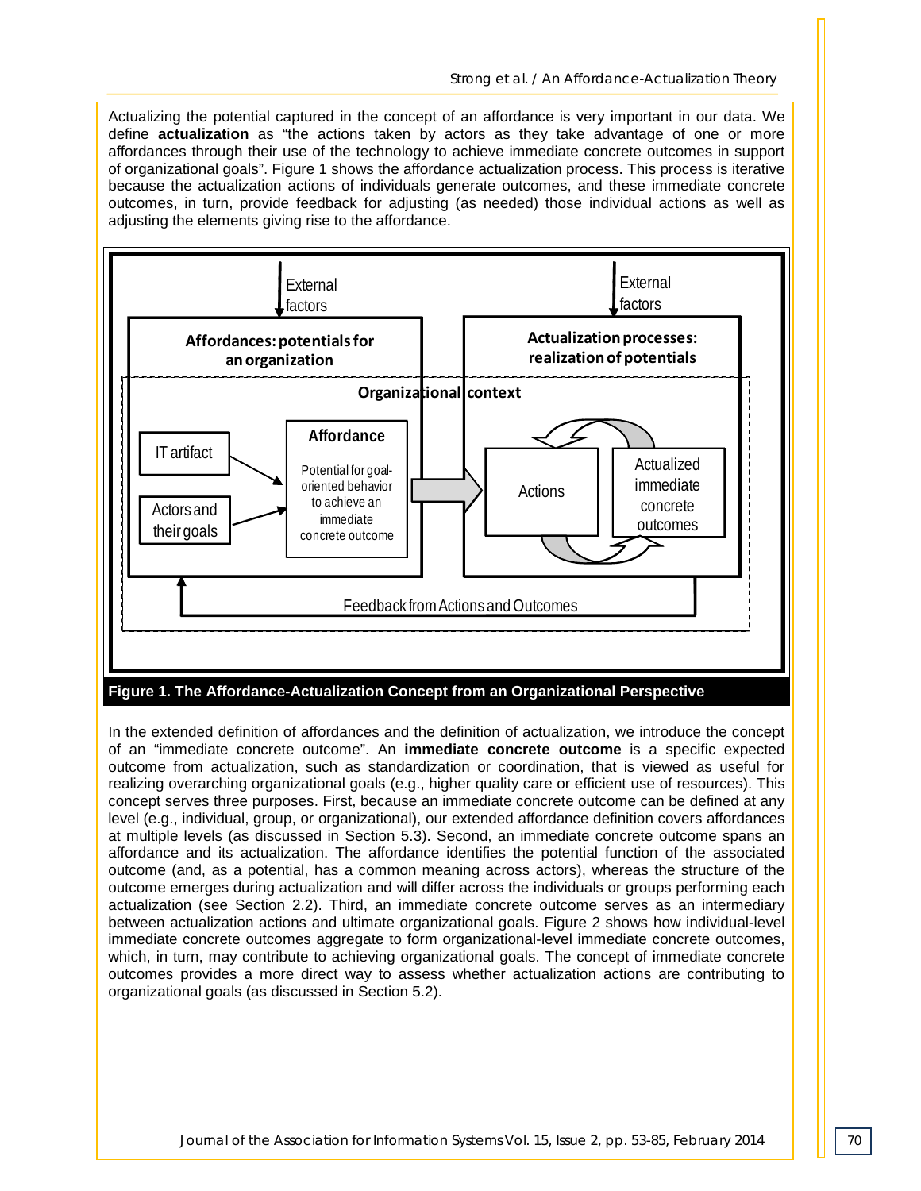Actualizing the potential captured in the concept of an affordance is very important in our data. We define **actualization** as "the actions taken by actors as they take advantage of one or more affordances through their use of the technology to achieve immediate concrete outcomes in support of organizational goals". Figure 1 shows the affordance actualization process. This process is iterative because the actualization actions of individuals generate outcomes, and these immediate concrete outcomes, in turn, provide feedback for adjusting (as needed) those individual actions as well as adjusting the elements giving rise to the affordance.

External factors

External factors

**Affordances: potentials for an organization**

**Actualization processes: realization of potentials**

**Organizational context**

IT artifact

Actors and their goals

**Affordance**

Potential for goal-oriented behavior to achieve an immediate concrete outcome

Actions

Actualized immediate concrete outcomes

Feedback from Actions and Outcomes

**Figure 1. The Affordance-Actualization Concept from an Organizational Perspective**

In the extended definition of affordances and the definition of actualization, we introduce the concept of an "immediate concrete outcome". An **immediate concrete outcome** is a specific expected outcome from actualization, such as standardization or coordination, that is viewed as useful for realizing overarching organizational goals (e.g., higher quality care or efficient use of resources). This concept serves three purposes. First, because an immediate concrete outcome can be defined at any level (e.g., individual, group, or organizational), our extended affordance definition covers affordances at multiple levels (as discussed in Section 5.3). Second, an immediate concrete outcome spans an affordance and its actualization. The affordance identifies the potential function of the associated outcome (and, as a potential, has a common meaning across actors), whereas the structure of the outcome emerges during actualization and will differ across the individuals or groups performing each actualization (see Section 2.2). Third, an immediate concrete outcome serves as an intermediary between actualization actions and ultimate organizational goals. Figure 2 shows how individual-level immediate concrete outcomes aggregate to form organizational-level immediate concrete outcomes, which, in turn, may contribute to achieving organizational goals. The concept of immediate concrete outcomes provides a more direct way to assess whether actualization actions are contributing to organizational goals (as discussed in Section 5.2).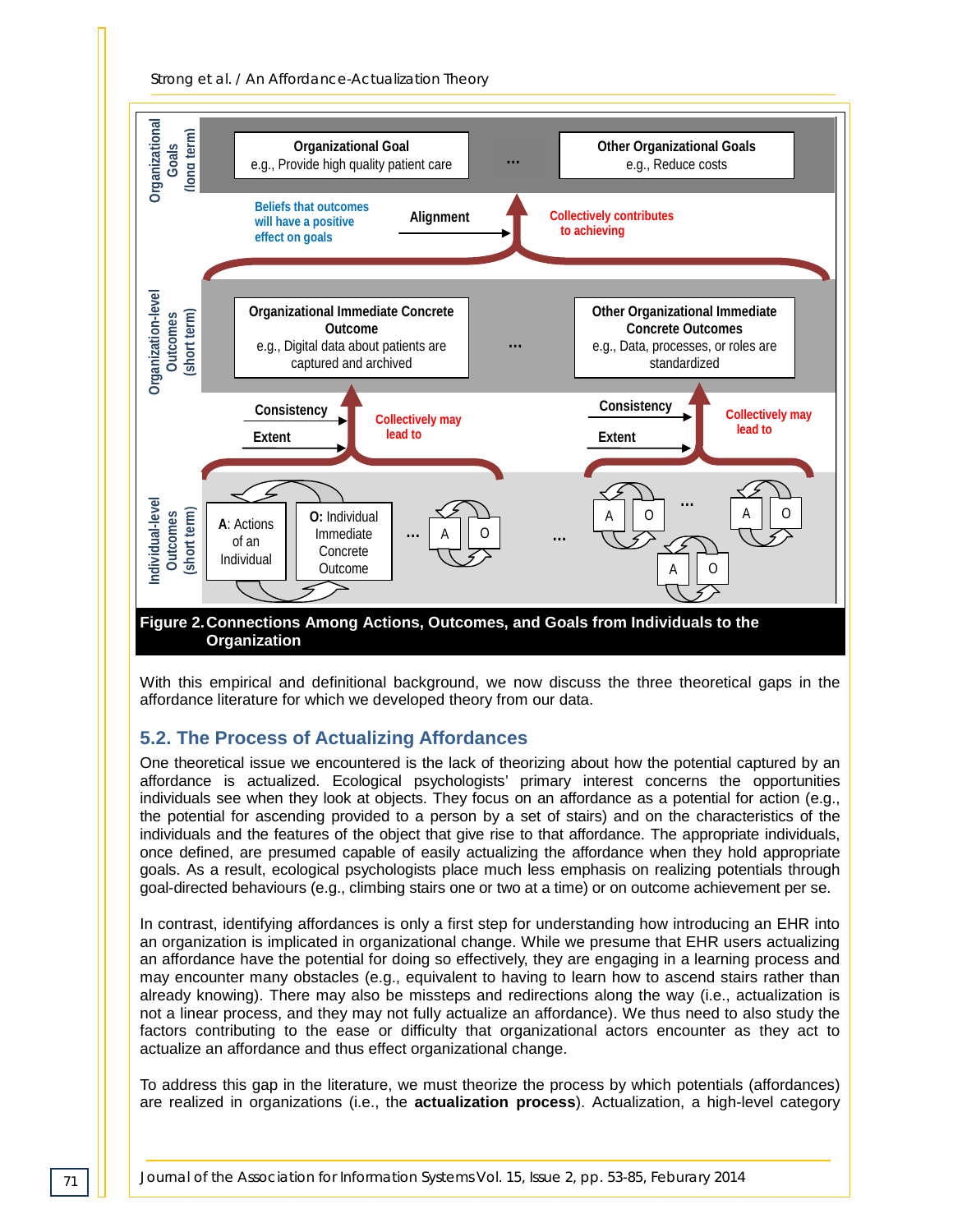Figure 2. Connections Among Actions, Outcomes, and Goals from Individuals to the Organization

With this empirical and definitional background, we now discuss the three theoretical gaps in the affordance literature for which we developed theory from our data.

## 5.2. The Process of Actualizing Affordances

One theoretical issue we encountered is the lack of theorizing about how the potential captured by an affordance is actualized. Ecological psychologists' primary interest concerns the opportunities individuals see when they look at objects. They focus on an affordance as a potential for action (e.g., the potential for ascending provided to a person by a set of stairs) and on the characteristics of the individuals and the features of the object that give rise to that affordance. The appropriate individuals, once defined, are presumed capable of easily actualizing the affordance when they hold appropriate goals. As a result, ecological psychologists place much less emphasis on realizing potentials through goal-directed behaviours (e.g., climbing stairs one or two at a time) or on outcome achievement per se.

In contrast, identifying affordances is only a first step for understanding how introducing an EHR into an organization is implicated in organizational change. While we presume that EHR users actualizing an affordance have the potential for doing so effectively, they are engaging in a learning process and may encounter many obstacles (e.g., equivalent to having to learn how to ascend stairs rather than already knowing). There may also be missteps and redirections along the way (i.e., actualization is not a linear process, and they may not fully actualize an affordance). We thus need to also study the factors contributing to the ease or difficulty that organizational actors encounter as they act to actualize an affordance and thus effect organizational change.

To address this gap in the literature, we must theorize the process by which potentials (affordances) are realized in organizations (i.e., the **actualization process**). Actualization, a high-level category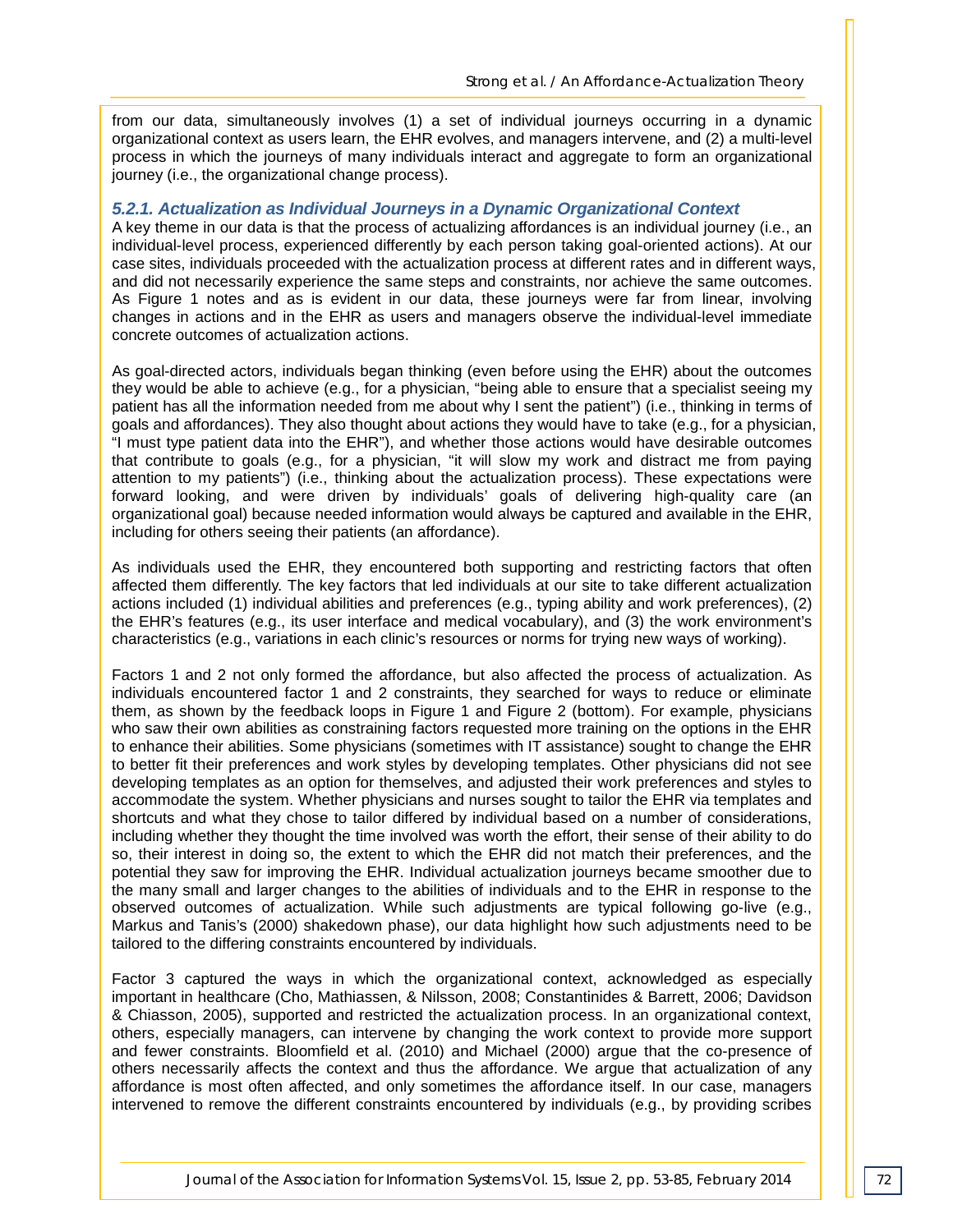from our data, simultaneously involves (1) a set of individual journeys occurring in a dynamic organizational context as users learn, the EHR evolves, and managers intervene, and (2) a multi-level process in which the journeys of many individuals interact and aggregate to form an organizational journey (i.e., the organizational change process).

### *5.2.1. Actualization as Individual Journeys in a Dynamic Organizational Context*

A key theme in our data is that the process of actualizing affordances is an individual journey (i.e., an individual-level process, experienced differently by each person taking goal-oriented actions). At our case sites, individuals proceeded with the actualization process at different rates and in different ways, and did not necessarily experience the same steps and constraints, nor achieve the same outcomes. As Figure 1 notes and as is evident in our data, these journeys were far from linear, involving changes in actions and in the EHR as users and managers observe the individual-level immediate concrete outcomes of actualization actions.

As goal-directed actors, individuals began thinking (even before using the EHR) about the outcomes they would be able to achieve (e.g., for a physician, "being able to ensure that a specialist seeing my patient has all the information needed from me about why I sent the patient") (i.e., thinking in terms of goals and affordances). They also thought about actions they would have to take (e.g., for a physician, "I must type patient data into the EHR"), and whether those actions would have desirable outcomes that contribute to goals (e.g., for a physician, "it will slow my work and distract me from paying attention to my patients") (i.e., thinking about the actualization process). These expectations were forward looking, and were driven by individuals' goals of delivering high-quality care (an organizational goal) because needed information would always be captured and available in the EHR, including for others seeing their patients (an affordance).

As individuals used the EHR, they encountered both supporting and restricting factors that often affected them differently. The key factors that led individuals at our site to take different actualization actions included (1) individual abilities and preferences (e.g., typing ability and work preferences), (2) the EHR's features (e.g., its user interface and medical vocabulary), and (3) the work environment's characteristics (e.g., variations in each clinic's resources or norms for trying new ways of working).

Factors 1 and 2 not only formed the affordance, but also affected the process of actualization. As individuals encountered factor 1 and 2 constraints, they searched for ways to reduce or eliminate them, as shown by the feedback loops in Figure 1 and Figure 2 (bottom). For example, physicians who saw their own abilities as constraining factors requested more training on the options in the EHR to enhance their abilities. Some physicians (sometimes with IT assistance) sought to change the EHR to better fit their preferences and work styles by developing templates. Other physicians did not see developing templates as an option for themselves, and adjusted their work preferences and styles to accommodate the system. Whether physicians and nurses sought to tailor the EHR via templates and shortcuts and what they chose to tailor differed by individual based on a number of considerations, including whether they thought the time involved was worth the effort, their sense of their ability to do so, their interest in doing so, the extent to which the EHR did not match their preferences, and the potential they saw for improving the EHR. Individual actualization journeys became smoother due to the many small and larger changes to the abilities of individuals and to the EHR in response to the observed outcomes of actualization. While such adjustments are typical following go-live (e.g., Markus and Tanis's (2000) shakedown phase), our data highlight how such adjustments need to be tailored to the differing constraints encountered by individuals.

Factor 3 captured the ways in which the organizational context, acknowledged as especially important in healthcare (Cho, Mathiassen, & Nilsson, 2008; Constantinides & Barrett, 2006; Davidson & Chiasson, 2005), supported and restricted the actualization process. In an organizational context, others, especially managers, can intervene by changing the work context to provide more support and fewer constraints. Bloomfield et al. (2010) and Michael (2000) argue that the co-presence of others necessarily affects the context and thus the affordance. We argue that actualization of any affordance is most often affected, and only sometimes the affordance itself. In our case, managers intervened to remove the different constraints encountered by individuals (e.g., by providing scribes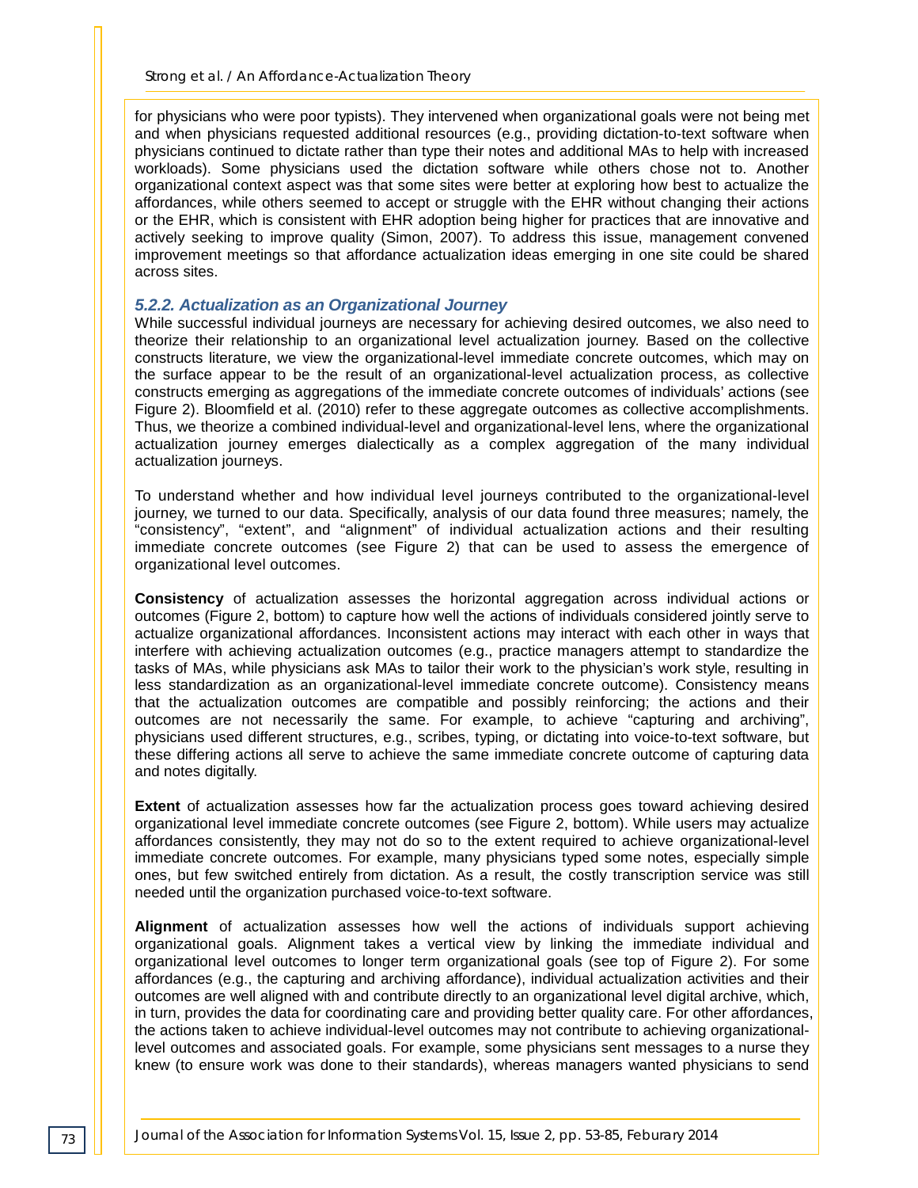for physicians who were poor typists). They intervened when organizational goals were not being met and when physicians requested additional resources (e.g., providing dictation-to-text software when physicians continued to dictate rather than type their notes and additional MAs to help with increased workloads). Some physicians used the dictation software while others chose not to. Another organizational context aspect was that some sites were better at exploring how best to actualize the affordances, while others seemed to accept or struggle with the EHR without changing their actions or the EHR, which is consistent with EHR adoption being higher for practices that are innovative and actively seeking to improve quality (Simon, 2007). To address this issue, management convened improvement meetings so that affordance actualization ideas emerging in one site could be shared across sites.

#### *5.2.2. Actualization as an Organizational Journey*

While successful individual journeys are necessary for achieving desired outcomes, we also need to theorize their relationship to an organizational level actualization journey. Based on the collective constructs literature, we view the organizational-level immediate concrete outcomes, which may on the surface appear to be the result of an organizational-level actualization process, as collective constructs emerging as aggregations of the immediate concrete outcomes of individuals' actions (see Figure 2). Bloomfield et al. (2010) refer to these aggregate outcomes as collective accomplishments. Thus, we theorize a combined individual-level and organizational-level lens, where the organizational actualization journey emerges dialectically as a complex aggregation of the many individual actualization journeys.

To understand whether and how individual level journeys contributed to the organizational-level journey, we turned to our data. Specifically, analysis of our data found three measures; namely, the "consistency", "extent", and "alignment" of individual actualization actions and their resulting immediate concrete outcomes (see Figure 2) that can be used to assess the emergence of organizational level outcomes.

**Consistency** of actualization assesses the horizontal aggregation across individual actions or outcomes (Figure 2, bottom) to capture how well the actions of individuals considered jointly serve to actualize organizational affordances. Inconsistent actions may interact with each other in ways that interfere with achieving actualization outcomes (e.g., practice managers attempt to standardize the tasks of MAs, while physicians ask MAs to tailor their work to the physician's work style, resulting in less standardization as an organizational-level immediate concrete outcome). Consistency means that the actualization outcomes are compatible and possibly reinforcing; the actions and their outcomes are not necessarily the same. For example, to achieve "capturing and archiving", physicians used different structures, e.g., scribes, typing, or dictating into voice-to-text software, but these differing actions all serve to achieve the same immediate concrete outcome of capturing data and notes digitally.

**Extent** of actualization assesses how far the actualization process goes toward achieving desired organizational level immediate concrete outcomes (see Figure 2, bottom). While users may actualize affordances consistently, they may not do so to the extent required to achieve organizational-level immediate concrete outcomes. For example, many physicians typed some notes, especially simple ones, but few switched entirely from dictation. As a result, the costly transcription service was still needed until the organization purchased voice-to-text software.

**Alignment** of actualization assesses how well the actions of individuals support achieving organizational goals. Alignment takes a vertical view by linking the immediate individual and organizational level outcomes to longer term organizational goals (see top of Figure 2). For some affordances (e.g., the capturing and archiving affordance), individual actualization activities and their outcomes are well aligned with and contribute directly to an organizational level digital archive, which, in turn, provides the data for coordinating care and providing better quality care. For other affordances, the actions taken to achieve individual-level outcomes may not contribute to achieving organizational-level outcomes and associated goals. For example, some physicians sent messages to a nurse they knew (to ensure work was done to their standards), whereas managers wanted physicians to send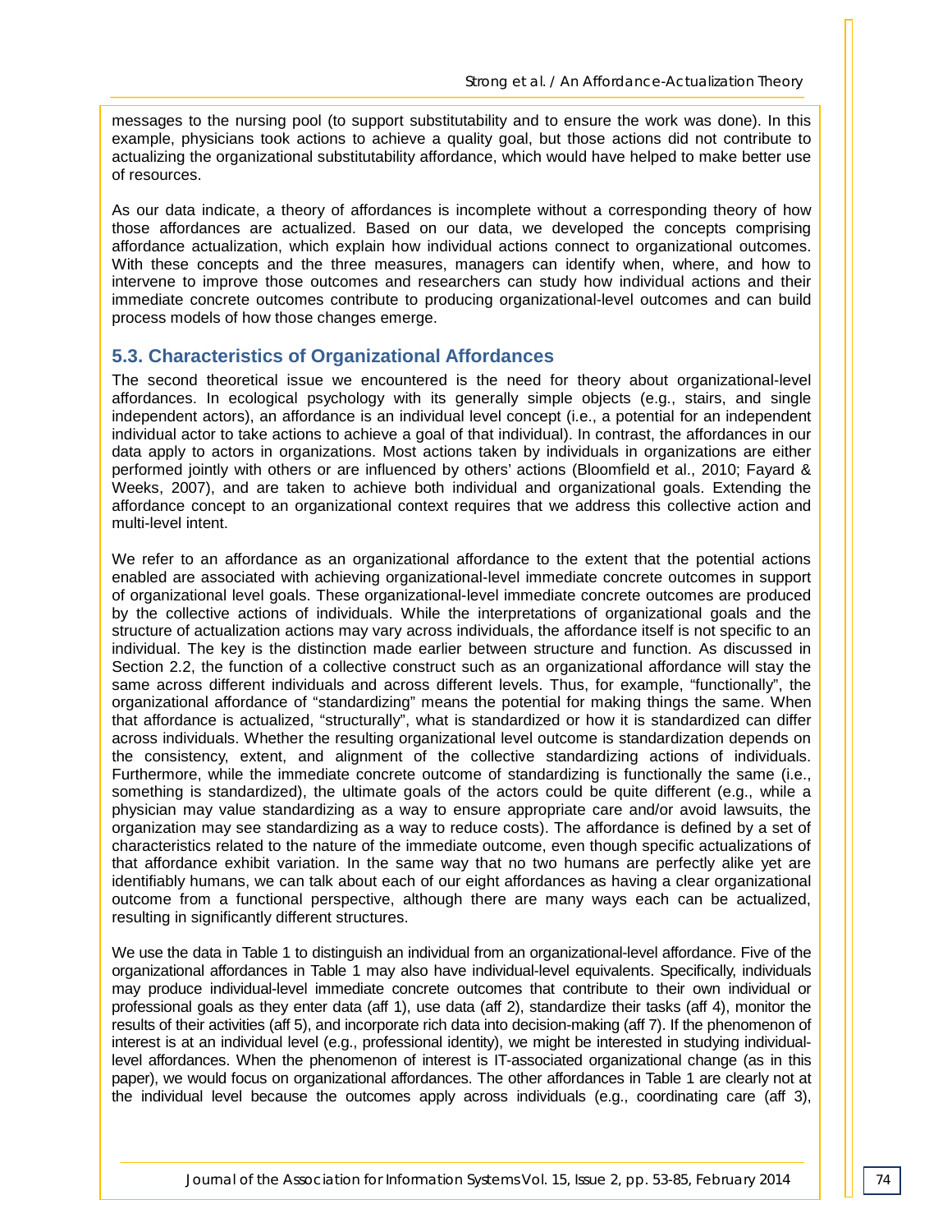messages to the nursing pool (to support substitutability and to ensure the work was done). In this example, physicians took actions to achieve a quality goal, but those actions did not contribute to actualizing the organizational substitutability affordance, which would have helped to make better use of resources.

As our data indicate, a theory of affordances is incomplete without a corresponding theory of how those affordances are actualized. Based on our data, we developed the concepts comprising affordance actualization, which explain how individual actions connect to organizational outcomes. With these concepts and the three measures, managers can identify when, where, and how to intervene to improve those outcomes and researchers can study how individual actions and their immediate concrete outcomes contribute to producing organizational-level outcomes and can build process models of how those changes emerge.

## 5.3. Characteristics of Organizational Affordances

The second theoretical issue we encountered is the need for theory about organizational-level affordances. In ecological psychology with its generally simple objects (e.g., stairs, and single independent actors), an affordance is an individual level concept (i.e., a potential for an independent individual actor to take actions to achieve a goal of that individual). In contrast, the affordances in our data apply to actors in organizations. Most actions taken by individuals in organizations are either performed jointly with others or are influenced by others' actions (Bloomfield et al., 2010; Fayard & Weeks, 2007), and are taken to achieve both individual and organizational goals. Extending the affordance concept to an organizational context requires that we address this collective action and multi-level intent.

We refer to an affordance as an organizational affordance to the extent that the potential actions enabled are associated with achieving organizational-level immediate concrete outcomes in support of organizational level goals. These organizational-level immediate concrete outcomes are produced by the collective actions of individuals. While the interpretations of organizational goals and the structure of actualization actions may vary across individuals, the affordance itself is not specific to an individual. The key is the distinction made earlier between structure and function. As discussed in Section 2.2, the function of a collective construct such as an organizational affordance will stay the same across different individuals and across different levels. Thus, for example, "functionally", the organizational affordance of "standardizing" means the potential for making things the same. When that affordance is actualized, "structurally", what is standardized or how it is standardized can differ across individuals. Whether the resulting organizational level outcome is standardization depends on the consistency, extent, and alignment of the collective standardizing actions of individuals. Furthermore, while the immediate concrete outcome of standardizing is functionally the same (i.e., something is standardized), the ultimate goals of the actors could be quite different (e.g., while a physician may value standardizing as a way to ensure appropriate care and/or avoid lawsuits, the organization may see standardizing as a way to reduce costs). The affordance is defined by a set of characteristics related to the nature of the immediate outcome, even though specific actualizations of that affordance exhibit variation. In the same way that no two humans are perfectly alike yet are identifiably humans, we can talk about each of our eight affordances as having a clear organizational outcome from a functional perspective, although there are many ways each can be actualized, resulting in significantly different structures.

We use the data in Table 1 to distinguish an individual from an organizational-level affordance. Five of the organizational affordances in Table 1 may also have individual-level equivalents. Specifically, individuals may produce individual-level immediate concrete outcomes that contribute to their own individual or professional goals as they enter data (aff 1), use data (aff 2), standardize their tasks (aff 4), monitor the results of their activities (aff 5), and incorporate rich data into decision-making (aff 7). If the phenomenon of interest is at an individual level (e.g., professional identity), we might be interested in studying individual-level affordances. When the phenomenon of interest is IT-associated organizational change (as in this paper), we would focus on organizational affordances. The other affordances in Table 1 are clearly not at the individual level because the outcomes apply across individuals (e.g., coordinating care (aff 3),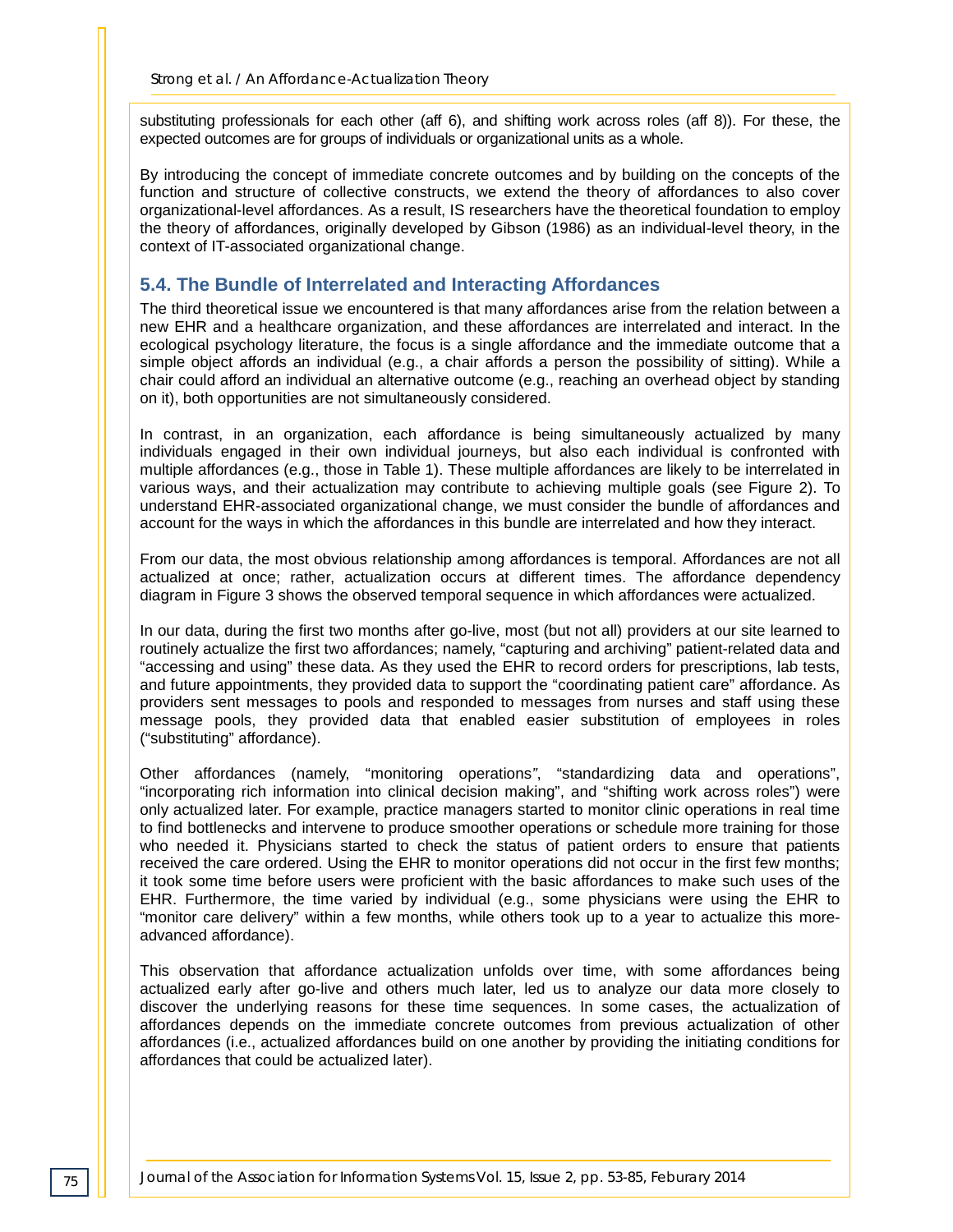substituting professionals for each other (aff 6), and shifting work across roles (aff 8)). For these, the expected outcomes are for groups of individuals or organizational units as a whole.

By introducing the concept of immediate concrete outcomes and by building on the concepts of the function and structure of collective constructs, we extend the theory of affordances to also cover organizational-level affordances. As a result, IS researchers have the theoretical foundation to employ the theory of affordances, originally developed by Gibson (1986) as an individual-level theory, in the context of IT-associated organizational change.

## 5.4. The Bundle of Interrelated and Interacting Affordances

The third theoretical issue we encountered is that many affordances arise from the relation between a new EHR and a healthcare organization, and these affordances are interrelated and interact. In the ecological psychology literature, the focus is a single affordance and the immediate outcome that a simple object affords an individual (e.g., a chair affords a person the possibility of sitting). While a chair could afford an individual an alternative outcome (e.g., reaching an overhead object by standing on it), both opportunities are not simultaneously considered.

In contrast, in an organization, each affordance is being simultaneously actualized by many individuals engaged in their own individual journeys, but also each individual is confronted with multiple affordances (e.g., those in Table 1). These multiple affordances are likely to be interrelated in various ways, and their actualization may contribute to achieving multiple goals (see Figure 2). To understand EHR-associated organizational change, we must consider the bundle of affordances and account for the ways in which the affordances in this bundle are interrelated and how they interact.

From our data, the most obvious relationship among affordances is temporal. Affordances are not all actualized at once; rather, actualization occurs at different times. The affordance dependency diagram in Figure 3 shows the observed temporal sequence in which affordances were actualized.

In our data, during the first two months after go-live, most (but not all) providers at our site learned to routinely actualize the first two affordances; namely, "capturing and archiving" patient-related data and "accessing and using" these data. As they used the EHR to record orders for prescriptions, lab tests, and future appointments, they provided data to support the "coordinating patient care" affordance. As providers sent messages to pools and responded to messages from nurses and staff using these message pools, they provided data that enabled easier substitution of employees in roles ("substituting" affordance).

Other affordances (namely, "monitoring operations", "standardizing data and operations", "incorporating rich information into clinical decision making", and "shifting work across roles") were only actualized later. For example, practice managers started to monitor clinic operations in real time to find bottlenecks and intervene to produce smoother operations or schedule more training for those who needed it. Physicians started to check the status of patient orders to ensure that patients received the care ordered. Using the EHR to monitor operations did not occur in the first few months; it took some time before users were proficient with the basic affordances to make such uses of the EHR. Furthermore, the time varied by individual (e.g., some physicians were using the EHR to "monitor care delivery" within a few months, while others took up to a year to actualize this more-advanced affordance).

This observation that affordance actualization unfolds over time, with some affordances being actualized early after go-live and others much later, led us to analyze our data more closely to discover the underlying reasons for these time sequences. In some cases, the actualization of affordances depends on the immediate concrete outcomes from previous actualization of other affordances (i.e., actualized affordances build on one another by providing the initiating conditions for affordances that could be actualized later).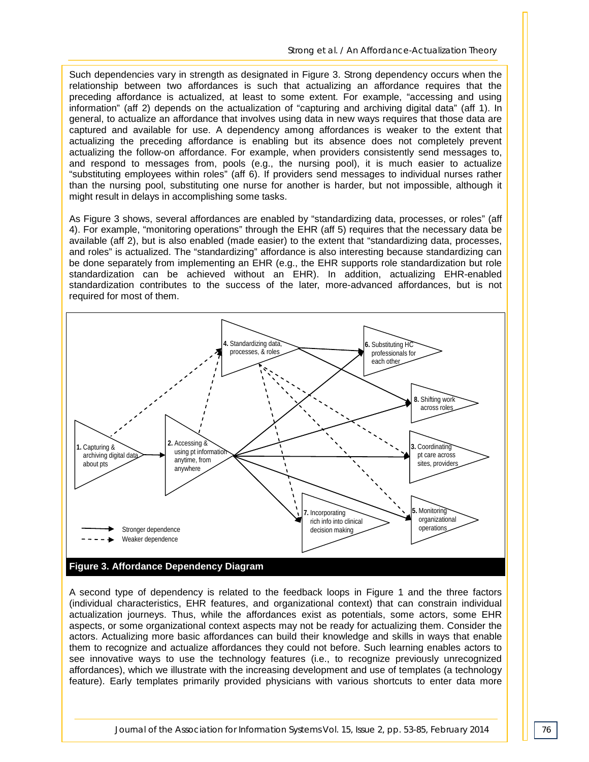Such dependencies vary in strength as designated in Figure 3. Strong dependency occurs when the relationship between two affordances is such that actualizing an affordance requires that the preceding affordance is actualized, at least to some extent. For example, "accessing and using information" (aff 2) depends on the actualization of "capturing and archiving digital data" (aff 1). In general, to actualize an affordance that involves using data in new ways requires that those data are captured and available for use. A dependency among affordances is weaker to the extent that actualizing the preceding affordance is enabling but its absence does not completely prevent actualizing the follow-on affordance. For example, when providers consistently send messages to, and respond to messages from, pools (e.g., the nursing pool), it is much easier to actualize "substituting employees within roles" (aff 6). If providers send messages to individual nurses rather than the nursing pool, substituting one nurse for another is harder, but not impossible, although it might result in delays in accomplishing some tasks.

As Figure 3 shows, several affordances are enabled by "standardizing data, processes, or roles" (aff 4). For example, "monitoring operations" through the EHR (aff 5) requires that the necessary data be available (aff 2), but is also enabled (made easier) to the extent that "standardizing data, processes, and roles" is actualized. The "standardizing" affordance is also interesting because standardizing can be done separately from implementing an EHR (e.g., the EHR supports role standardization but role standardization can be achieved without an EHR). In addition, actualizing EHR-enabled standardization contributes to the success of the later, more-advanced affordances, but is not required for most of them.

**Figure 3. Affordance Dependency Diagram**

A second type of dependency is related to the feedback loops in Figure 1 and the three factors (individual characteristics, EHR features, and organizational context) that can constrain individual actualization journeys. Thus, while the affordances exist as potentials, some actors, some EHR aspects, or some organizational context aspects may not be ready for actualizing them. Consider the actors. Actualizing more basic affordances can build their knowledge and skills in ways that enable them to recognize and actualize affordances they could not before. Such learning enables actors to see innovative ways to use the technology features (i.e., to recognize previously unrecognized affordances), which we illustrate with the increasing development and use of templates (a technology feature). Early templates primarily provided physicians with various shortcuts to enter data more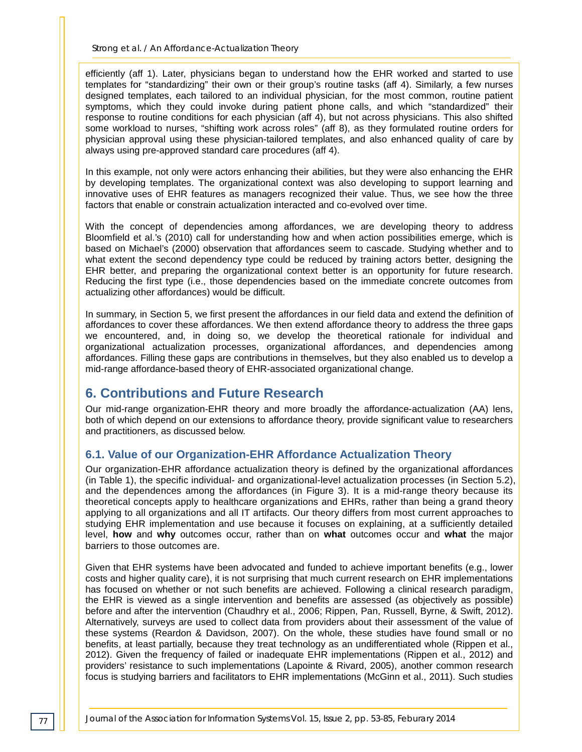efficiently (aff 1). Later, physicians began to understand how the EHR worked and started to use templates for "standardizing" their own or their group's routine tasks (aff 4). Similarly, a few nurses designed templates, each tailored to an individual physician, for the most common, routine patient symptoms, which they could invoke during patient phone calls, and which "standardized" their response to routine conditions for each physician (aff 4), but not across physicians. This also shifted some workload to nurses, "shifting work across roles" (aff 8), as they formulated routine orders for physician approval using these physician-tailored templates, and also enhanced quality of care by always using pre-approved standard care procedures (aff 4).

In this example, not only were actors enhancing their abilities, but they were also enhancing the EHR by developing templates. The organizational context was also developing to support learning and innovative uses of EHR features as managers recognized their value. Thus, we see how the three factors that enable or constrain actualization interacted and co-evolved over time.

With the concept of dependencies among affordances, we are developing theory to address Bloomfield et al.'s (2010) call for understanding how and when action possibilities emerge, which is based on Michael's (2000) observation that affordances seem to cascade. Studying whether and to what extent the second dependency type could be reduced by training actors better, designing the EHR better, and preparing the organizational context better is an opportunity for future research. Reducing the first type (i.e., those dependencies based on the immediate concrete outcomes from actualizing other affordances) would be difficult.

In summary, in Section 5, we first present the affordances in our field data and extend the definition of affordances to cover these affordances. We then extend affordance theory to address the three gaps we encountered, and, in doing so, we develop the theoretical rationale for individual and organizational actualization processes, organizational affordances, and dependencies among affordances. Filling these gaps are contributions in themselves, but they also enabled us to develop a mid-range affordance-based theory of EHR-associated organizational change.

## 6. Contributions and Future Research

Our mid-range organization-EHR theory and more broadly the affordance-actualization (AA) lens, both of which depend on our extensions to affordance theory, provide significant value to researchers and practitioners, as discussed below.

### 6.1. Value of our Organization-EHR Affordance Actualization Theory

Our organization-EHR affordance actualization theory is defined by the organizational affordances (in Table 1), the specific individual- and organizational-level actualization processes (in Section 5.2), and the dependences among the affordances (in Figure 3). It is a mid-range theory because its theoretical concepts apply to healthcare organizations and EHRs, rather than being a grand theory applying to all organizations and all IT artifacts. Our theory differs from most current approaches to studying EHR implementation and use because it focuses on explaining, at a sufficiently detailed level, **how** and **why** outcomes occur, rather than on **what** outcomes occur and **what** the major barriers to those outcomes are.

Given that EHR systems have been advocated and funded to achieve important benefits (e.g., lower costs and higher quality care), it is not surprising that much current research on EHR implementations has focused on whether or not such benefits are achieved. Following a clinical research paradigm, the EHR is viewed as a single intervention and benefits are assessed (as objectively as possible) before and after the intervention (Chaudhry et al., 2006; Rippen, Pan, Russell, Byrne, & Swift, 2012). Alternatively, surveys are used to collect data from providers about their assessment of the value of these systems (Reardon & Davidson, 2007). On the whole, these studies have found small or no benefits, at least partially, because they treat technology as an undifferentiated whole (Rippen et al., 2012). Given the frequency of failed or inadequate EHR implementations (Rippen et al., 2012) and providers' resistance to such implementations (Lapointe & Rivard, 2005), another common research focus is studying barriers and facilitators to EHR implementations (McGinn et al., 2011). Such studies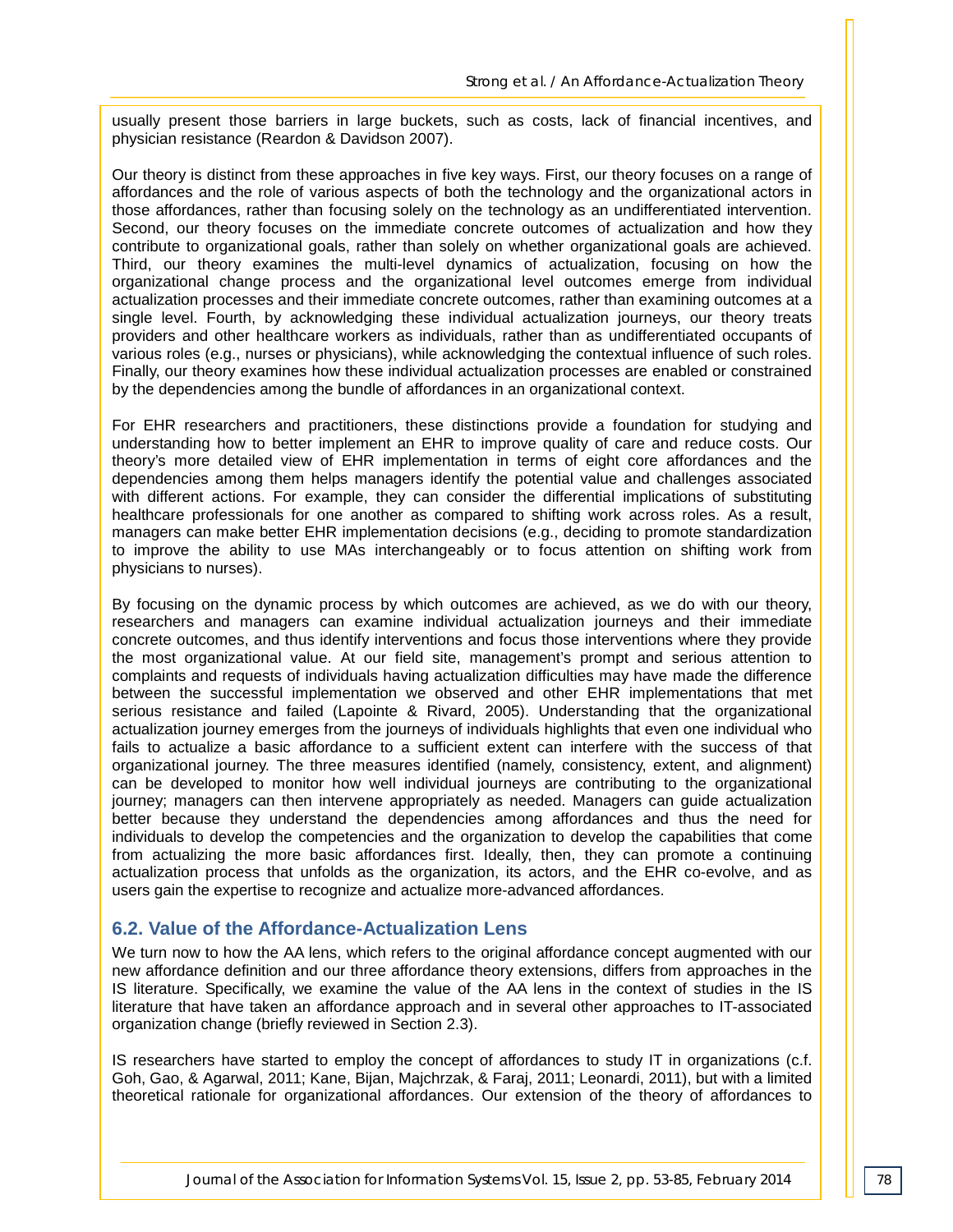usually present those barriers in large buckets, such as costs, lack of financial incentives, and physician resistance (Reardon & Davidson 2007).

Our theory is distinct from these approaches in five key ways. First, our theory focuses on a range of affordances and the role of various aspects of both the technology and the organizational actors in those affordances, rather than focusing solely on the technology as an undifferentiated intervention. Second, our theory focuses on the immediate concrete outcomes of actualization and how they contribute to organizational goals, rather than solely on whether organizational goals are achieved. Third, our theory examines the multi-level dynamics of actualization, focusing on how the organizational change process and the organizational level outcomes emerge from individual actualization processes and their immediate concrete outcomes, rather than examining outcomes at a single level. Fourth, by acknowledging these individual actualization journeys, our theory treats providers and other healthcare workers as individuals, rather than as undifferentiated occupants of various roles (e.g., nurses or physicians), while acknowledging the contextual influence of such roles. Finally, our theory examines how these individual actualization processes are enabled or constrained by the dependencies among the bundle of affordances in an organizational context.

For EHR researchers and practitioners, these distinctions provide a foundation for studying and understanding how to better implement an EHR to improve quality of care and reduce costs. Our theory's more detailed view of EHR implementation in terms of eight core affordances and the dependencies among them helps managers identify the potential value and challenges associated with different actions. For example, they can consider the differential implications of substituting healthcare professionals for one another as compared to shifting work across roles. As a result, managers can make better EHR implementation decisions (e.g., deciding to promote standardization to improve the ability to use MAs interchangeably or to focus attention on shifting work from physicians to nurses).

By focusing on the dynamic process by which outcomes are achieved, as we do with our theory, researchers and managers can examine individual actualization journeys and their immediate concrete outcomes, and thus identify interventions and focus those interventions where they provide the most organizational value. At our field site, management's prompt and serious attention to complaints and requests of individuals having actualization difficulties may have made the difference between the successful implementation we observed and other EHR implementations that met serious resistance and failed (Lapointe & Rivard, 2005). Understanding that the organizational actualization journey emerges from the journeys of individuals highlights that even one individual who fails to actualize a basic affordance to a sufficient extent can interfere with the success of that organizational journey. The three measures identified (namely, consistency, extent, and alignment) can be developed to monitor how well individual journeys are contributing to the organizational journey; managers can then intervene appropriately as needed. Managers can guide actualization better because they understand the dependencies among affordances and thus the need for individuals to develop the competencies and the organization to develop the capabilities that come from actualizing the more basic affordances first. Ideally, then, they can promote a continuing actualization process that unfolds as the organization, its actors, and the EHR co-evolve, and as users gain the expertise to recognize and actualize more-advanced affordances.

## 6.2. Value of the Affordance-Actualization Lens

We turn now to how the AA lens, which refers to the original affordance concept augmented with our new affordance definition and our three affordance theory extensions, differs from approaches in the IS literature. Specifically, we examine the value of the AA lens in the context of studies in the IS literature that have taken an affordance approach and in several other approaches to IT-associated organization change (briefly reviewed in Section 2.3).

IS researchers have started to employ the concept of affordances to study IT in organizations (c.f. Goh, Gao, & Agarwal, 2011; Kane, Bijan, Majchrzak, & Faraj, 2011; Leonardi, 2011), but with a limited theoretical rationale for organizational affordances. Our extension of the theory of affordances to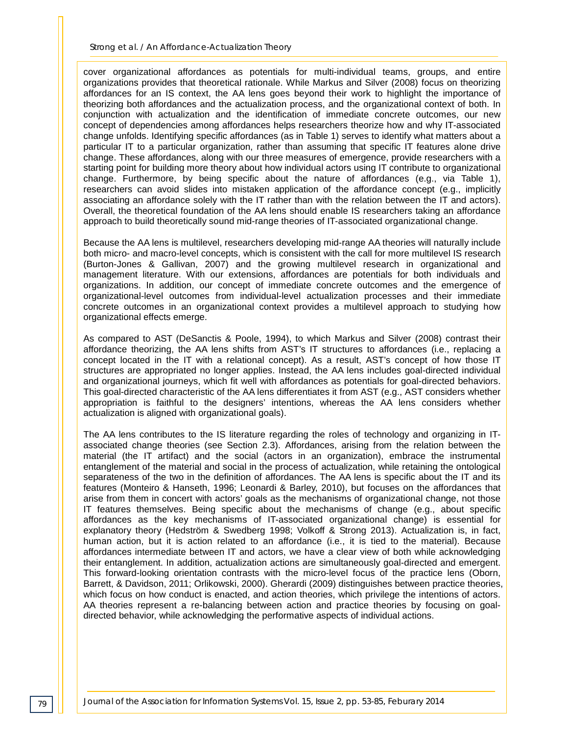cover organizational affordances as potentials for multi-individual teams, groups, and entire organizations provides that theoretical rationale. While Markus and Silver (2008) focus on theorizing affordances for an IS context, the AA lens goes beyond their work to highlight the importance of theorizing both affordances and the actualization process, and the organizational context of both. In conjunction with actualization and the identification of immediate concrete outcomes, our new concept of dependencies among affordances helps researchers theorize how and why IT-associated change unfolds. Identifying specific affordances (as in Table 1) serves to identify what matters about a particular IT to a particular organization, rather than assuming that specific IT features alone drive change. These affordances, along with our three measures of emergence, provide researchers with a starting point for building more theory about how individual actors using IT contribute to organizational change. Furthermore, by being specific about the nature of affordances (e.g., via Table 1), researchers can avoid slides into mistaken application of the affordance concept (e.g., implicitly associating an affordance solely with the IT rather than with the relation between the IT and actors). Overall, the theoretical foundation of the AA lens should enable IS researchers taking an affordance approach to build theoretically sound mid-range theories of IT-associated organizational change.

Because the AA lens is multilevel, researchers developing mid-range AA theories will naturally include both micro- and macro-level concepts, which is consistent with the call for more multilevel IS research (Burton-Jones & Gallivan, 2007) and the growing multilevel research in organizational and management literature. With our extensions, affordances are potentials for both individuals and organizations. In addition, our concept of immediate concrete outcomes and the emergence of organizational-level outcomes from individual-level actualization processes and their immediate concrete outcomes in an organizational context provides a multilevel approach to studying how organizational effects emerge.

As compared to AST (DeSanctis & Poole, 1994), to which Markus and Silver (2008) contrast their affordance theorizing, the AA lens shifts from AST's IT structures to affordances (i.e., replacing a concept located in the IT with a relational concept). As a result, AST's concept of how those IT structures are appropriated no longer applies. Instead, the AA lens includes goal-directed individual and organizational journeys, which fit well with affordances as potentials for goal-directed behaviors. This goal-directed characteristic of the AA lens differentiates it from AST (e.g., AST considers whether appropriation is faithful to the designers' intentions, whereas the AA lens considers whether actualization is aligned with organizational goals).

The AA lens contributes to the IS literature regarding the roles of technology and organizing in IT-associated change theories (see Section 2.3). Affordances, arising from the relation between the material (the IT artifact) and the social (actors in an organization), embrace the instrumental entanglement of the material and social in the process of actualization, while retaining the ontological separateness of the two in the definition of affordances. The AA lens is specific about the IT and its features (Monteiro & Hanseth, 1996; Leonardi & Barley, 2010), but focuses on the affordances that arise from them in concert with actors' goals as the mechanisms of organizational change, not those IT features themselves. Being specific about the mechanisms of change (e.g., about specific affordances as the key mechanisms of IT-associated organizational change) is essential for explanatory theory (Hedström & Swedberg 1998; Volkoff & Strong 2013). Actualization is, in fact, human action, but it is action related to an affordance (i.e., it is tied to the material). Because affordances intermediate between IT and actors, we have a clear view of both while acknowledging their entanglement. In addition, actualization actions are simultaneously goal-directed and emergent. This forward-looking orientation contrasts with the micro-level focus of the practice lens (Oborn, Barrett, & Davidson, 2011; Orlikowski, 2000). Gherardi (2009) distinguishes between practice theories, which focus on how conduct is enacted, and action theories, which privilege the intentions of actors. AA theories represent a re-balancing between action and practice theories by focusing on goal-directed behavior, while acknowledging the performative aspects of individual actions.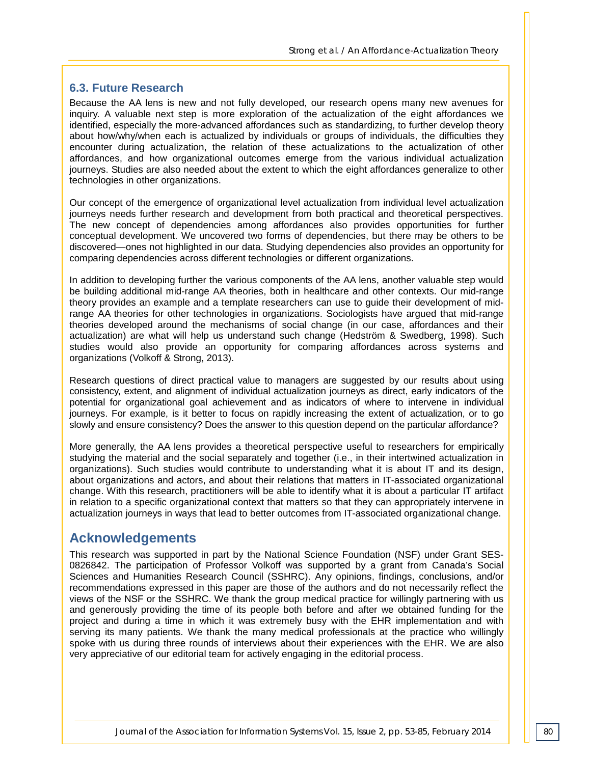### 6.3. Future Research

Because the AA lens is new and not fully developed, our research opens many new avenues for inquiry. A valuable next step is more exploration of the actualization of the eight affordances we identified, especially the more-advanced affordances such as standardizing, to further develop theory about how/why/when each is actualized by individuals or groups of individuals, the difficulties they encounter during actualization, the relation of these actualizations to the actualization of other affordances, and how organizational outcomes emerge from the various individual actualization journeys. Studies are also needed about the extent to which the eight affordances generalize to other technologies in other organizations.

Our concept of the emergence of organizational level actualization from individual level actualization journeys needs further research and development from both practical and theoretical perspectives. The new concept of dependencies among affordances also provides opportunities for further conceptual development. We uncovered two forms of dependencies, but there may be others to be discovered—ones not highlighted in our data. Studying dependencies also provides an opportunity for comparing dependencies across different technologies or different organizations.

In addition to developing further the various components of the AA lens, another valuable step would be building additional mid-range AA theories, both in healthcare and other contexts. Our mid-range theory provides an example and a template researchers can use to guide their development of mid-range AA theories for other technologies in organizations. Sociologists have argued that mid-range theories developed around the mechanisms of social change (in our case, affordances and their actualization) are what will help us understand such change (Hedström & Swedberg, 1998). Such studies would also provide an opportunity for comparing affordances across systems and organizations (Volkoff & Strong, 2013).

Research questions of direct practical value to managers are suggested by our results about using consistency, extent, and alignment of individual actualization journeys as direct, early indicators of the potential for organizational goal achievement and as indicators of where to intervene in individual journeys. For example, is it better to focus on rapidly increasing the extent of actualization, or to go slowly and ensure consistency? Does the answer to this question depend on the particular affordance?

More generally, the AA lens provides a theoretical perspective useful to researchers for empirically studying the material and the social separately and together (i.e., in their intertwined actualization in organizations). Such studies would contribute to understanding what it is about IT and its design, about organizations and actors, and about their relations that matters in IT-associated organizational change. With this research, practitioners will be able to identify what it is about a particular IT artifact in relation to a specific organizational context that matters so that they can appropriately intervene in actualization journeys in ways that lead to better outcomes from IT-associated organizational change.

## Acknowledgements

This research was supported in part by the National Science Foundation (NSF) under Grant SES-0826842. The participation of Professor Volkoff was supported by a grant from Canada's Social Sciences and Humanities Research Council (SSHRC). Any opinions, findings, conclusions, and/or recommendations expressed in this paper are those of the authors and do not necessarily reflect the views of the NSF or the SSHRC. We thank the group medical practice for willingly partnering with us and generously providing the time of its people both before and after we obtained funding for the project and during a time in which it was extremely busy with the EHR implementation and with serving its many patients. We thank the many medical professionals at the practice who willingly spoke with us during three rounds of interviews about their experiences with the EHR. We are also very appreciative of our editorial team for actively engaging in the editorial process.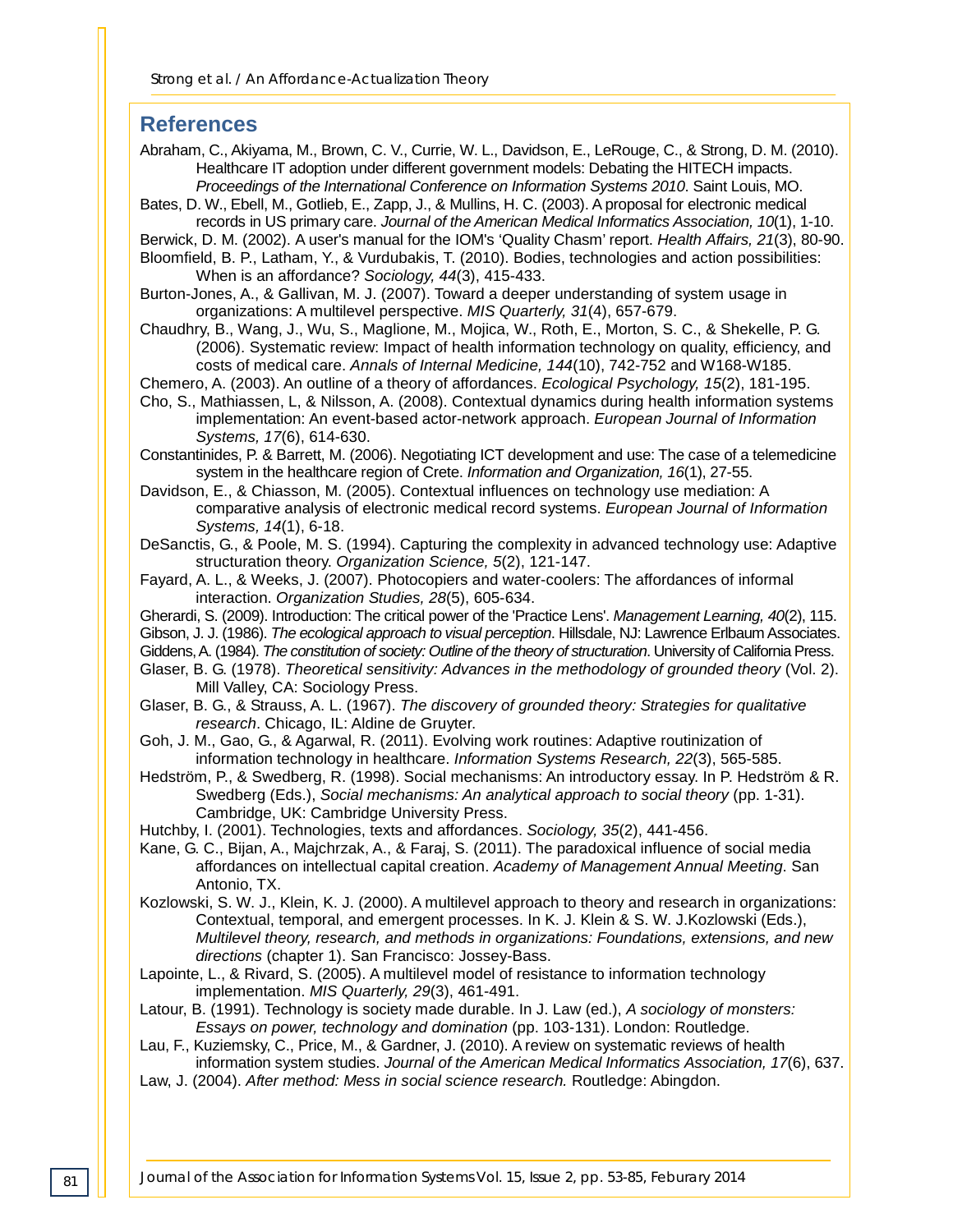## References

Abraham, C., Akiyama, M., Brown, C. V., Currie, W. L., Davidson, E., LeRouge, C., & Strong, D. M. (2010). Healthcare IT adoption under different government models: Debating the HITECH impacts. *Proceedings of the International Conference on Information Systems 2010*. Saint Louis, MO.

Bates, D. W., Ebell, M., Gotlieb, E., Zapp, J., & Mullins, H. C. (2003). A proposal for electronic medical records in US primary care. *Journal of the American Medical Informatics Association, 10*(1), 1-10.

Berwick, D. M. (2002). A user's manual for the IOM's 'Quality Chasm' report. *Health Affairs, 21*(3), 80-90.

Bloomfield, B. P., Latham, Y., & Vurdubakis, T. (2010). Bodies, technologies and action possibilities: When is an affordance? *Sociology, 44*(3), 415-433.

Burton-Jones, A., & Gallivan, M. J. (2007). Toward a deeper understanding of system usage in organizations: A multilevel perspective. *MIS Quarterly, 31*(4), 657-679.

Chaudhry, B., Wang, J., Wu, S., Maglione, M., Mojica, W., Roth, E., Morton, S. C., & Shekelle, P. G. (2006). Systematic review: Impact of health information technology on quality, efficiency, and costs of medical care. *Annals of Internal Medicine, 144*(10), 742-752 and W168-W185.

Chemero, A. (2003). An outline of a theory of affordances. *Ecological Psychology, 15*(2), 181-195.

Cho, S., Mathiassen, L, & Nilsson, A. (2008). Contextual dynamics during health information systems implementation: An event-based actor-network approach. *European Journal of Information Systems, 17*(6), 614-630.

Constantinides, P. & Barrett, M. (2006). Negotiating ICT development and use: The case of a telemedicine system in the healthcare region of Crete. *Information and Organization, 16*(1), 27-55.

Davidson, E., & Chiasson, M. (2005). Contextual influences on technology use mediation: A comparative analysis of electronic medical record systems. *European Journal of Information Systems, 14*(1), 6-18.

DeSanctis, G., & Poole, M. S. (1994). Capturing the complexity in advanced technology use: Adaptive structuration theory. *Organization Science, 5*(2), 121-147.

Fayard, A. L., & Weeks, J. (2007). Photocopiers and water-coolers: The affordances of informal interaction. *Organization Studies, 28*(5), 605-634.

Gherardi, S. (2009). Introduction: The critical power of the 'Practice Lens'. *Management Learning, 40*(2), 115.

Gibson, J. J. (1986). *The ecological approach to visual perception*. Hillsdale, NJ: Lawrence Erlbaum Associates.

Giddens, A. (1984). *The constitution of society: Outline of the theory of structuration*. University of California Press.

Glaser, B. G. (1978). *Theoretical sensitivity: Advances in the methodology of grounded theory* (Vol. 2). Mill Valley, CA: Sociology Press.

Glaser, B. G., & Strauss, A. L. (1967). *The discovery of grounded theory: Strategies for qualitative research*. Chicago, IL: Aldine de Gruyter.

Goh, J. M., Gao, G., & Agarwal, R. (2011). Evolving work routines: Adaptive routinization of information technology in healthcare. *Information Systems Research, 22*(3), 565-585.

Hedström, P., & Swedberg, R. (1998). Social mechanisms: An introductory essay. In P. Hedström & R. Swedberg (Eds.), *Social mechanisms: An analytical approach to social theory* (pp. 1-31). Cambridge, UK: Cambridge University Press.

Hutchby, I. (2001). Technologies, texts and affordances. *Sociology, 35*(2), 441-456.

Kane, G. C., Bijan, A., Majchrzak, A., & Faraj, S. (2011). The paradoxical influence of social media affordances on intellectual capital creation. *Academy of Management Annual Meeting*. San Antonio, TX.

Kozlowski, S. W. J., Klein, K. J. (2000). A multilevel approach to theory and research in organizations: Contextual, temporal, and emergent processes. In K. J. Klein & S. W. J.Kozlowski (Eds.), *Multilevel theory, research, and methods in organizations: Foundations, extensions, and new directions* (chapter 1). San Francisco: Jossey-Bass.

Lapointe, L., & Rivard, S. (2005). A multilevel model of resistance to information technology implementation. *MIS Quarterly, 29*(3), 461-491.

Latour, B. (1991). Technology is society made durable. In J. Law (ed.), *A sociology of monsters: Essays on power, technology and domination* (pp. 103-131). London: Routledge.

Lau, F., Kuziemsky, C., Price, M., & Gardner, J. (2010). A review on systematic reviews of health information system studies. *Journal of the American Medical Informatics Association, 17*(6), 637.

Law, J. (2004). *After method: Mess in social science research.* Routledge: Abingdon.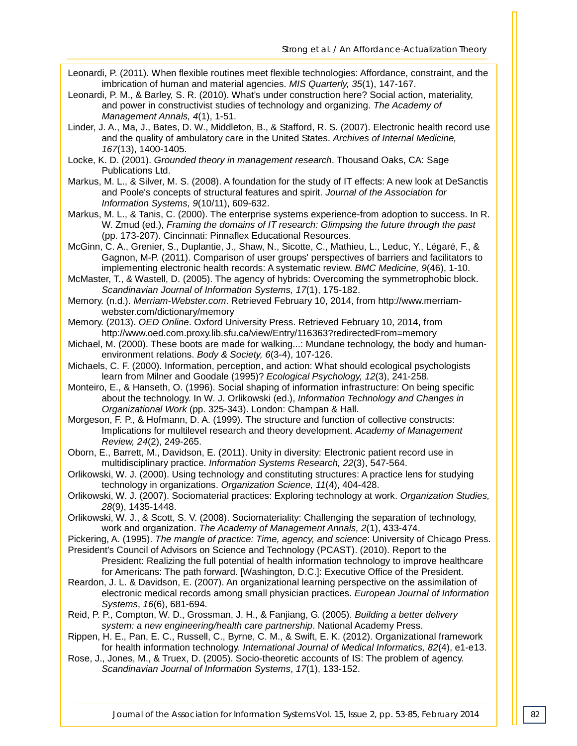Leonardi, P. (2011). When flexible routines meet flexible technologies: Affordance, constraint, and the imbrication of human and material agencies. *MIS Quarterly, 35*(1), 147-167.

Leonardi, P. M., & Barley, S. R. (2010). What's under construction here? Social action, materiality, and power in constructivist studies of technology and organizing. *The Academy of Management Annals, 4*(1), 1-51.

Linder, J. A., Ma, J., Bates, D. W., Middleton, B., & Stafford, R. S. (2007). Electronic health record use and the quality of ambulatory care in the United States. *Archives of Internal Medicine, 167*(13), 1400-1405.

Locke, K. D. (2001). *Grounded theory in management research*. Thousand Oaks, CA: Sage Publications Ltd.

Markus, M. L., & Silver, M. S. (2008). A foundation for the study of IT effects: A new look at DeSanctis and Poole's concepts of structural features and spirit. *Journal of the Association for Information Systems, 9*(10/11), 609-632.

Markus, M. L., & Tanis, C. (2000). The enterprise systems experience-from adoption to success. In R. W. Zmud (ed.), *Framing the domains of IT research: Glimpsing the future through the past* (pp. 173-207). Cincinnati: Pinnaflex Educational Resources.

McGinn, C. A., Grenier, S., Duplantie, J., Shaw, N., Sicotte, C., Mathieu, L., Leduc, Y., Légaré, F., & Gagnon, M-P. (2011). Comparison of user groups' perspectives of barriers and facilitators to implementing electronic health records: A systematic review. *BMC Medicine, 9*(46), 1-10.

McMaster, T., & Wastell, D. (2005). The agency of hybrids: Overcoming the symmetrophobic block. *Scandinavian Journal of Information Systems, 17*(1), 175-182.

Memory. (n.d.). *Merriam-Webster.com*. Retrieved February 10, 2014, from http://www.merriam-webster.com/dictionary/memory

Memory. (2013). *OED Online*. Oxford University Press. Retrieved February 10, 2014, from http://www.oed.com.proxy.lib.sfu.ca/view/Entry/116363?redirectedFrom=memory

Michael, M. (2000). These boots are made for walking...: Mundane technology, the body and human-environment relations. *Body & Society, 6*(3-4), 107-126.

Michaels, C. F. (2000). Information, perception, and action: What should ecological psychologists learn from Milner and Goodale (1995)? *Ecological Psychology, 12*(3), 241-258.

Monteiro, E., & Hanseth, O. (1996). Social shaping of information infrastructure: On being specific about the technology. In W. J. Orlikowski (ed.), *Information Technology and Changes in Organizational Work* (pp. 325-343). London: Champan & Hall.

Morgeson, F. P., & Hofmann, D. A. (1999). The structure and function of collective constructs: Implications for multilevel research and theory development. *Academy of Management Review, 24*(2), 249-265.

Oborn, E., Barrett, M., Davidson, E. (2011). Unity in diversity: Electronic patient record use in multidisciplinary practice. *Information Systems Research, 22*(3), 547-564.

Orlikowski, W. J. (2000). Using technology and constituting structures: A practice lens for studying technology in organizations. *Organization Science, 11*(4), 404-428.

Orlikowski, W. J. (2007). Sociomaterial practices: Exploring technology at work. *Organization Studies, 28*(9), 1435-1448.

Orlikowski, W. J., & Scott, S. V. (2008). Sociomateriality: Challenging the separation of technology, work and organization. *The Academy of Management Annals, 2*(1), 433-474.

Pickering, A. (1995). *The mangle of practice: Time, agency, and science*: University of Chicago Press.

President's Council of Advisors on Science and Technology (PCAST). (2010). Report to the President: Realizing the full potential of health information technology to improve healthcare for Americans: The path forward. [Washington, D.C.]: Executive Office of the President.

Reardon, J. L. & Davidson, E. (2007). An organizational learning perspective on the assimilation of electronic medical records among small physician practices. *European Journal of Information Systems*, *16*(6), 681-694.

Reid, P. P., Compton, W. D., Grossman, J. H., & Fanjiang, G. (2005). *Building a better delivery system: a new engineering/health care partnership*. National Academy Press.

Rippen, H. E., Pan, E. C., Russell, C., Byrne, C. M., & Swift, E. K. (2012). Organizational framework for health information technology. *International Journal of Medical Informatics, 82*(4), e1-e13.

Rose, J., Jones, M., & Truex, D. (2005). Socio-theoretic accounts of IS: The problem of agency. *Scandinavian Journal of Information Systems*, *17*(1), 133-152.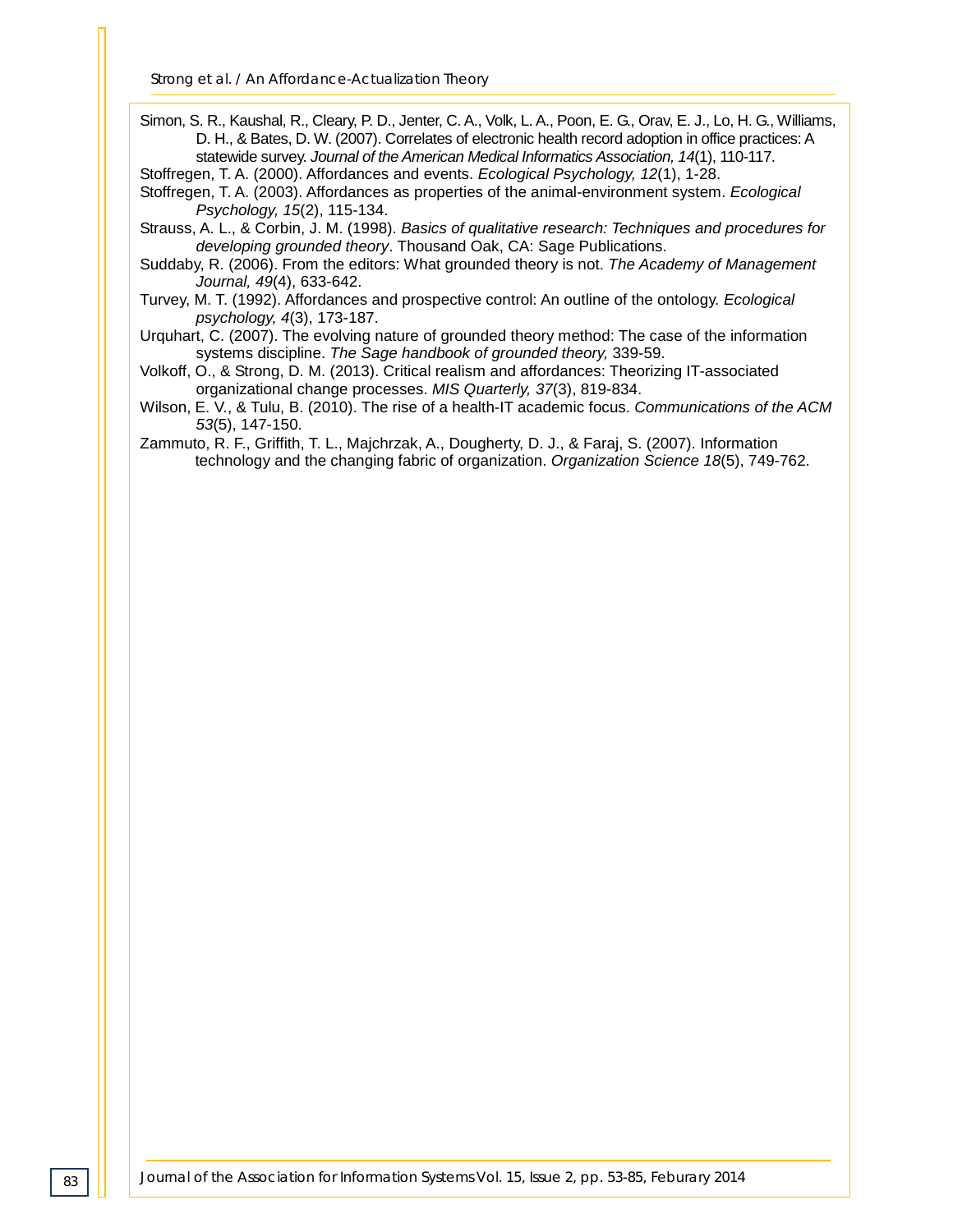Simon, S. R., Kaushal, R., Cleary, P. D., Jenter, C. A., Volk, L. A., Poon, E. G., Orav, E. J., Lo, H. G., Williams, D. H., & Bates, D. W. (2007). Correlates of electronic health record adoption in office practices: A statewide survey. *Journal of the American Medical Informatics Association, 14*(1), 110-117.

Stoffregen, T. A. (2000). Affordances and events. *Ecological Psychology, 12*(1), 1-28.

Stoffregen, T. A. (2003). Affordances as properties of the animal-environment system. *Ecological Psychology, 15*(2), 115-134.

Strauss, A. L., & Corbin, J. M. (1998). *Basics of qualitative research: Techniques and procedures for developing grounded theory*. Thousand Oak, CA: Sage Publications.

Suddaby, R. (2006). From the editors: What grounded theory is not. *The Academy of Management Journal, 49*(4), 633-642.

Turvey, M. T. (1992). Affordances and prospective control: An outline of the ontology. *Ecological psychology, 4*(3), 173-187.

Urquhart, C. (2007). The evolving nature of grounded theory method: The case of the information systems discipline. *The Sage handbook of grounded theory,* 339-59.

Volkoff, O., & Strong, D. M. (2013). Critical realism and affordances: Theorizing IT-associated organizational change processes. *MIS Quarterly, 37*(3), 819-834.

Wilson, E. V., & Tulu, B. (2010). The rise of a health-IT academic focus. *Communications of the ACM 53*(5), 147-150.

Zammuto, R. F., Griffith, T. L., Majchrzak, A., Dougherty, D. J., & Faraj, S. (2007). Information technology and the changing fabric of organization. *Organization Science 18*(5), 749-762.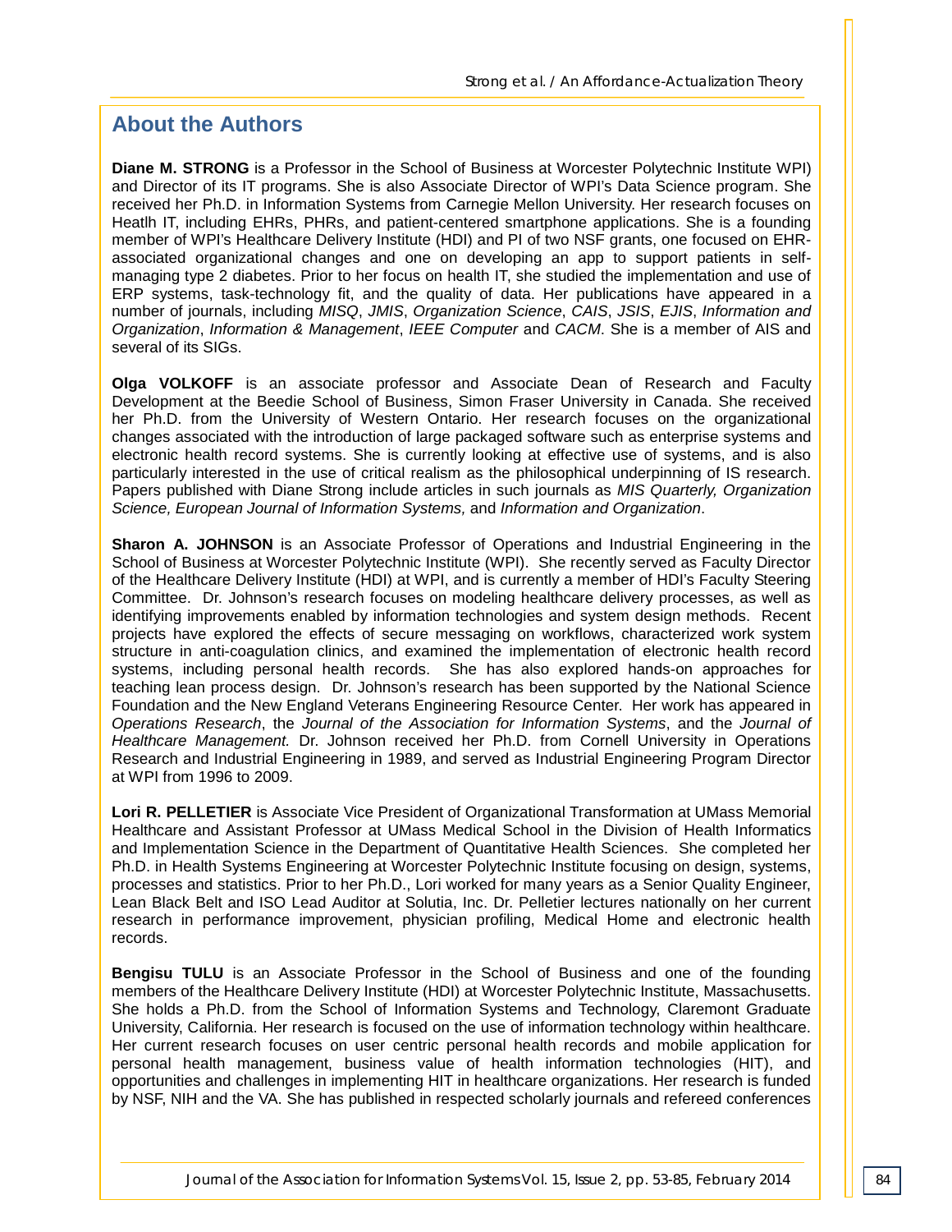## About the Authors

**Diane M. STRONG** is a Professor in the School of Business at Worcester Polytechnic Institute WPI) and Director of its IT programs. She is also Associate Director of WPI's Data Science program. She received her Ph.D. in Information Systems from Carnegie Mellon University. Her research focuses on Heatlh IT, including EHRs, PHRs, and patient-centered smartphone applications. She is a founding member of WPI's Healthcare Delivery Institute (HDI) and PI of two NSF grants, one focused on EHR-associated organizational changes and one on developing an app to support patients in self-managing type 2 diabetes. Prior to her focus on health IT, she studied the implementation and use of ERP systems, task-technology fit, and the quality of data. Her publications have appeared in a number of journals, including *MISQ*, *JMIS*, *Organization Science*, *CAIS*, *JSIS*, *EJIS*, *Information and Organization*, *Information & Management*, *IEEE Computer* and *CACM*. She is a member of AIS and several of its SIGs.

**Olga VOLKOFF** is an associate professor and Associate Dean of Research and Faculty Development at the Beedie School of Business, Simon Fraser University in Canada. She received her Ph.D. from the University of Western Ontario. Her research focuses on the organizational changes associated with the introduction of large packaged software such as enterprise systems and electronic health record systems. She is currently looking at effective use of systems, and is also particularly interested in the use of critical realism as the philosophical underpinning of IS research. Papers published with Diane Strong include articles in such journals as *MIS Quarterly, Organization Science, European Journal of Information Systems,* and *Information and Organization*.

**Sharon A. JOHNSON** is an Associate Professor of Operations and Industrial Engineering in the School of Business at Worcester Polytechnic Institute (WPI). She recently served as Faculty Director of the Healthcare Delivery Institute (HDI) at WPI, and is currently a member of HDI's Faculty Steering Committee. Dr. Johnson's research focuses on modeling healthcare delivery processes, as well as identifying improvements enabled by information technologies and system design methods. Recent projects have explored the effects of secure messaging on workflows, characterized work system structure in anti-coagulation clinics, and examined the implementation of electronic health record systems, including personal health records. She has also explored hands-on approaches for teaching lean process design. Dr. Johnson's research has been supported by the National Science Foundation and the New England Veterans Engineering Resource Center. Her work has appeared in *Operations Research*, the *Journal of the Association for Information Systems*, and the *Journal of Healthcare Management.* Dr. Johnson received her Ph.D. from Cornell University in Operations Research and Industrial Engineering in 1989, and served as Industrial Engineering Program Director at WPI from 1996 to 2009.

**Lori R. PELLETIER** is Associate Vice President of Organizational Transformation at UMass Memorial Healthcare and Assistant Professor at UMass Medical School in the Division of Health Informatics and Implementation Science in the Department of Quantitative Health Sciences. She completed her Ph.D. in Health Systems Engineering at Worcester Polytechnic Institute focusing on design, systems, processes and statistics. Prior to her Ph.D., Lori worked for many years as a Senior Quality Engineer, Lean Black Belt and ISO Lead Auditor at Solutia, Inc. Dr. Pelletier lectures nationally on her current research in performance improvement, physician profiling, Medical Home and electronic health records.

**Bengisu TULU** is an Associate Professor in the School of Business and one of the founding members of the Healthcare Delivery Institute (HDI) at Worcester Polytechnic Institute, Massachusetts. She holds a Ph.D. from the School of Information Systems and Technology, Claremont Graduate University, California. Her research is focused on the use of information technology within healthcare. Her current research focuses on user centric personal health records and mobile application for personal health management, business value of health information technologies (HIT), and opportunities and challenges in implementing HIT in healthcare organizations. Her research is funded by NSF, NIH and the VA. She has published in respected scholarly journals and refereed conferences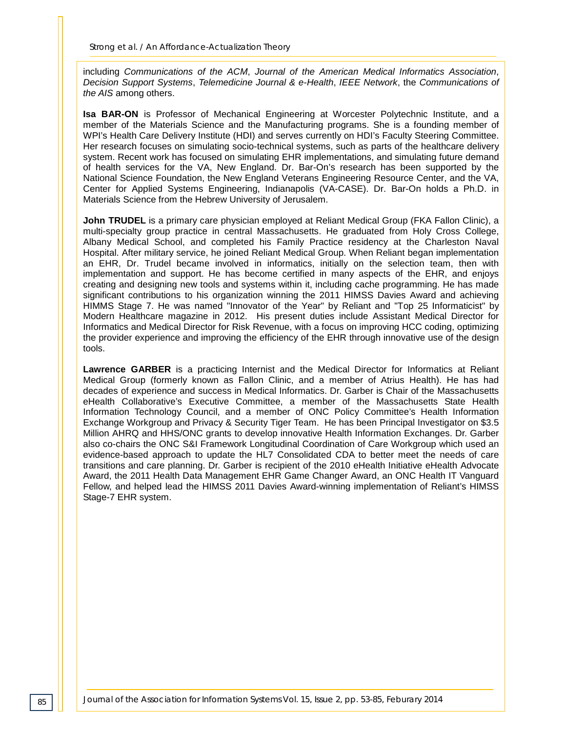including *Communications of the ACM*, *Journal of the American Medical Informatics Association*, *Decision Support Systems*, *Telemedicine Journal & e-Health*, *IEEE Network*, the *Communications of the AIS* among others.

**Isa BAR-ON** is Professor of Mechanical Engineering at Worcester Polytechnic Institute, and a member of the Materials Science and the Manufacturing programs. She is a founding member of WPI's Health Care Delivery Institute (HDI) and serves currently on HDI's Faculty Steering Committee. Her research focuses on simulating socio-technical systems, such as parts of the healthcare delivery system. Recent work has focused on simulating EHR implementations, and simulating future demand of health services for the VA, New England. Dr. Bar-On's research has been supported by the National Science Foundation, the New England Veterans Engineering Resource Center, and the VA, Center for Applied Systems Engineering, Indianapolis (VA-CASE). Dr. Bar-On holds a Ph.D. in Materials Science from the Hebrew University of Jerusalem.

**John TRUDEL** is a primary care physician employed at Reliant Medical Group (FKA Fallon Clinic), a multi-specialty group practice in central Massachusetts. He graduated from Holy Cross College, Albany Medical School, and completed his Family Practice residency at the Charleston Naval Hospital. After military service, he joined Reliant Medical Group. When Reliant began implementation an EHR, Dr. Trudel became involved in informatics, initially on the selection team, then with implementation and support. He has become certified in many aspects of the EHR, and enjoys creating and designing new tools and systems within it, including cache programming. He has made significant contributions to his organization winning the 2011 HIMSS Davies Award and achieving HIMMS Stage 7. He was named "Innovator of the Year" by Reliant and "Top 25 Informaticist" by Modern Healthcare magazine in 2012. His present duties include Assistant Medical Director for Informatics and Medical Director for Risk Revenue, with a focus on improving HCC coding, optimizing the provider experience and improving the efficiency of the EHR through innovative use of the design tools.

**Lawrence GARBER** is a practicing Internist and the Medical Director for Informatics at Reliant Medical Group (formerly known as Fallon Clinic, and a member of Atrius Health). He has had decades of experience and success in Medical Informatics. Dr. Garber is Chair of the Massachusetts eHealth Collaborative's Executive Committee, a member of the Massachusetts State Health Information Technology Council, and a member of ONC Policy Committee's Health Information Exchange Workgroup and Privacy & Security Tiger Team. He has been Principal Investigator on $3.5 Million AHRQ and HHS/ONC grants to develop innovative Health Information Exchanges. Dr. Garber also co-chairs the ONC S&I Framework Longitudinal Coordination of Care Workgroup which used an evidence-based approach to update the HL7 Consolidated CDA to better meet the needs of care transitions and care planning. Dr. Garber is recipient of the 2010 eHealth Initiative eHealth Advocate Award, the 2011 Health Data Management EHR Game Changer Award, an ONC Health IT Vanguard Fellow, and helped lead the HIMSS 2011 Davies Award-winning implementation of Reliant's HIMSS Stage-7 EHR system.